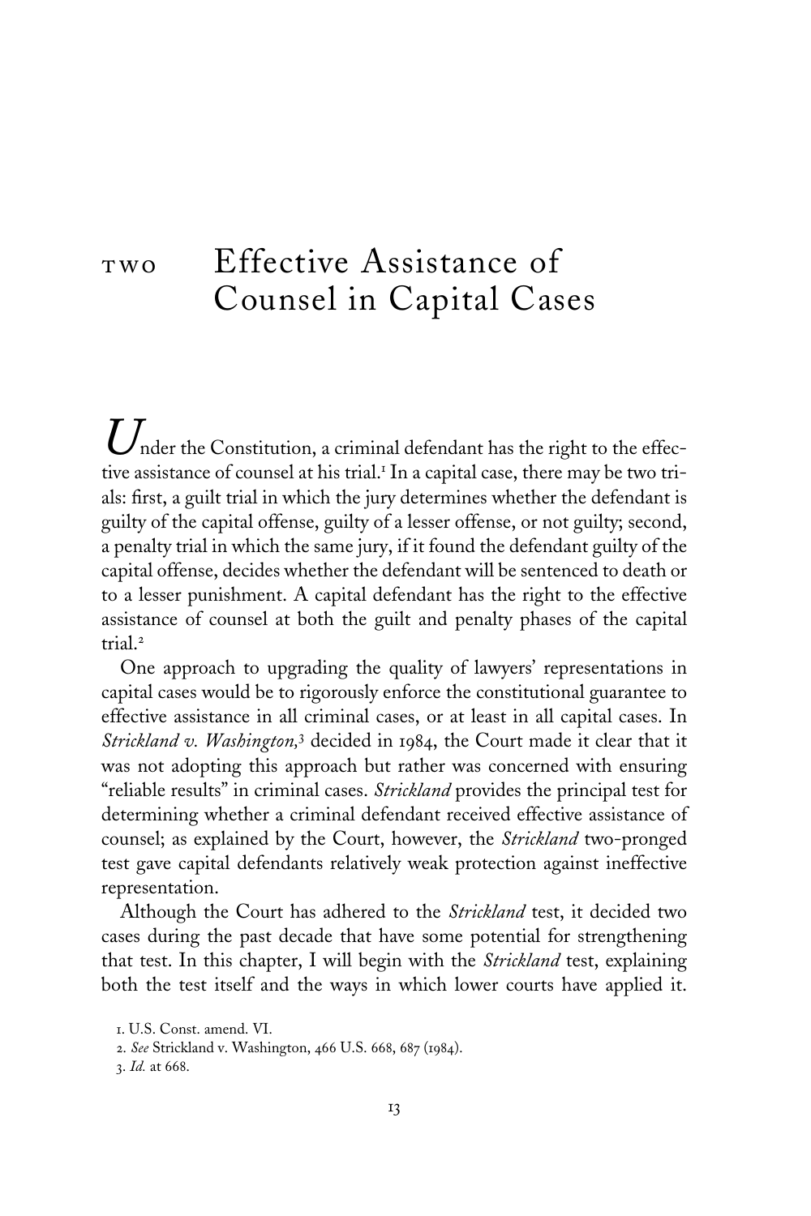# TWO Effective Assistance of Counsel in Capital Cases

Under the Constitution, a criminal defendant has the right to the effective assistance of counsel at his trial.[1] In a capital case, there may be two trials: first, a guilt trial in which the jury determines whether the defendant is guilty of the capital offense, guilty of a lesser offense, or not guilty; second, a penalty trial in which the same jury, if it found the defendant guilty of the capital offense, decides whether the defendant will be sentenced to death or to a lesser punishment. A capital defendant has the right to the effective assistance of counsel at both the guilt and penalty phases of the capital trial.[2]

One approach to upgrading the quality of lawyers' representations in capital cases would be to rigorously enforce the constitutional guarantee to effective assistance in all criminal cases, or at least in all capital cases. In *Strickland v. Washington,*[3] decided in 1984, the Court made it clear that it was not adopting this approach but rather was concerned with ensuring "reliable results" in criminal cases. *Strickland* provides the principal test for determining whether a criminal defendant received effective assistance of counsel; as explained by the Court, however, the *Strickland* two-pronged test gave capital defendants relatively weak protection against ineffective representation.

Although the Court has adhered to the *Strickland* test, it decided two cases during the past decade that have some potential for strengthening that test. In this chapter, I will begin with the *Strickland* test, explaining both the test itself and the ways in which lower courts have applied it.

1. U.S. Const. amend. VI.
2. *See* Strickland v. Washington, 466 U.S. 668, 687 (1984).
3. *Id.* at 668.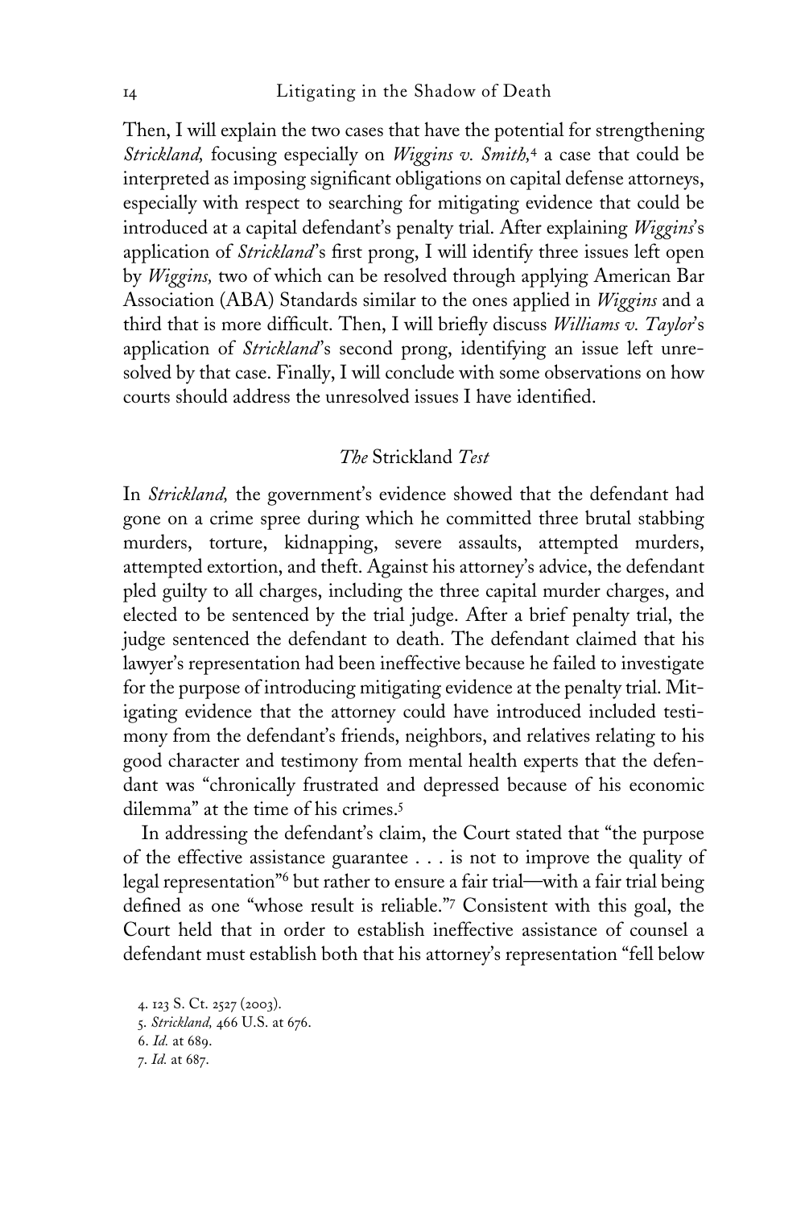Then, I will explain the two cases that have the potential for strengthening *Strickland,* focusing especially on *Wiggins v. Smith,*[4] a case that could be interpreted as imposing significant obligations on capital defense attorneys, especially with respect to searching for mitigating evidence that could be introduced at a capital defendant's penalty trial. After explaining *Wiggins*'s application of *Strickland*'s first prong, I will identify three issues left open by *Wiggins,* two of which can be resolved through applying American Bar Association (ABA) Standards similar to the ones applied in *Wiggins* and a third that is more difficult. Then, I will briefly discuss *Williams v. Taylor*'s application of *Strickland*'s second prong, identifying an issue left unresolved by that case. Finally, I will conclude with some observations on how courts should address the unresolved issues I have identified.

## *The* Strickland *Test*

In *Strickland,* the government's evidence showed that the defendant had gone on a crime spree during which he committed three brutal stabbing murders, torture, kidnapping, severe assaults, attempted murders, attempted extortion, and theft. Against his attorney's advice, the defendant pled guilty to all charges, including the three capital murder charges, and elected to be sentenced by the trial judge. After a brief penalty trial, the judge sentenced the defendant to death. The defendant claimed that his lawyer's representation had been ineffective because he failed to investigate for the purpose of introducing mitigating evidence at the penalty trial. Mitigating evidence that the attorney could have introduced included testimony from the defendant's friends, neighbors, and relatives relating to his good character and testimony from mental health experts that the defendant was "chronically frustrated and depressed because of his economic dilemma" at the time of his crimes.[5]

In addressing the defendant's claim, the Court stated that "the purpose of the effective assistance guarantee . . . is not to improve the quality of legal representation"[6] but rather to ensure a fair trial—with a fair trial being defined as one "whose result is reliable."[7] Consistent with this goal, the Court held that in order to establish ineffective assistance of counsel a defendant must establish both that his attorney's representation "fell below

4. 123 S. Ct. 2527 (2003).
5. *Strickland,* 466 U.S. at 676.
6. *Id.* at 689.
7. *Id.* at 687.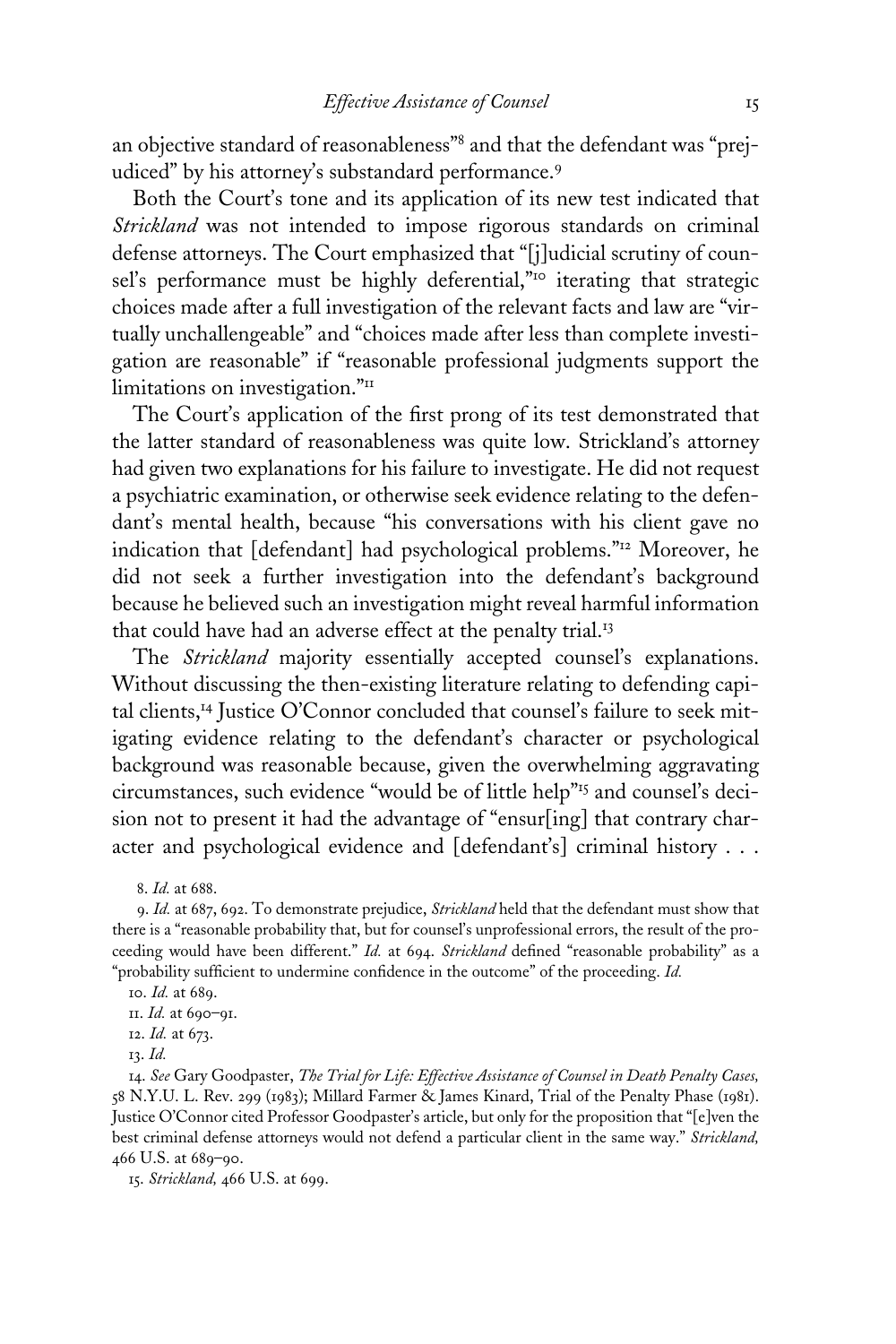an objective standard of reasonableness"[8] and that the defendant was "prejudiced" by his attorney's substandard performance.[9]

Both the Court's tone and its application of its new test indicated that *Strickland* was not intended to impose rigorous standards on criminal defense attorneys. The Court emphasized that "[j]udicial scrutiny of counsel's performance must be highly deferential,"[10] iterating that strategic choices made after a full investigation of the relevant facts and law are "virtually unchallengeable" and "choices made after less than complete investigation are reasonable" if "reasonable professional judgments support the limitations on investigation."[11]

The Court's application of the first prong of its test demonstrated that the latter standard of reasonableness was quite low. Strickland's attorney had given two explanations for his failure to investigate. He did not request a psychiatric examination, or otherwise seek evidence relating to the defendant's mental health, because "his conversations with his client gave no indication that [defendant] had psychological problems."[12] Moreover, he did not seek a further investigation into the defendant's background because he believed such an investigation might reveal harmful information that could have had an adverse effect at the penalty trial.[13]

The *Strickland* majority essentially accepted counsel's explanations. Without discussing the then-existing literature relating to defending capital clients,[14] Justice O'Connor concluded that counsel's failure to seek mitigating evidence relating to the defendant's character or psychological background was reasonable because, given the overwhelming aggravating circumstances, such evidence "would be of little help"[15] and counsel's decision not to present it had the advantage of "ensur[ing] that contrary character and psychological evidence and [defendant's] criminal history . . .

8. *Id.* at 688.

9. *Id.* at 687, 692. To demonstrate prejudice, *Strickland* held that the defendant must show that there is a "reasonable probability that, but for counsel's unprofessional errors, the result of the proceeding would have been different." *Id.* at 694. *Strickland* defined "reasonable probability" as a "probability sufficient to undermine confidence in the outcome" of the proceeding. *Id.*

10. *Id.* at 689.

11. *Id.* at 690–91.

12. *Id.* at 673.

13. *Id.*

14. *See* Gary Goodpaster, *The Trial for Life: Effective Assistance of Counsel in Death Penalty Cases,* 58 N.Y.U. L. Rev. 299 (1983); Millard Farmer & James Kinard, Trial of the Penalty Phase (1981). Justice O'Connor cited Professor Goodpaster's article, but only for the proposition that "[e]ven the best criminal defense attorneys would not defend a particular client in the same way." *Strickland,* 466 U.S. at 689–90.

15. *Strickland,* 466 U.S. at 699.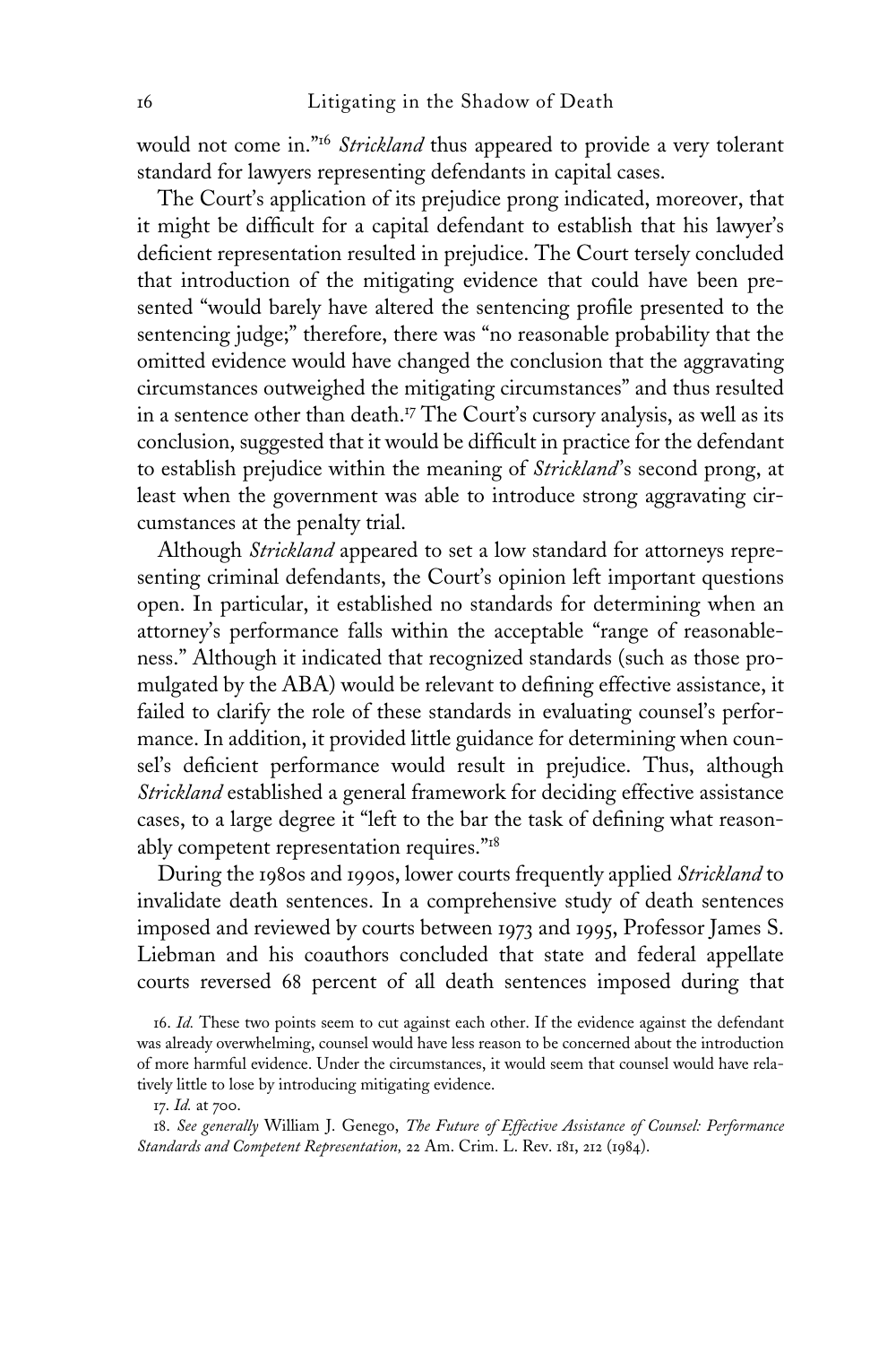would not come in."[16] *Strickland* thus appeared to provide a very tolerant standard for lawyers representing defendants in capital cases.

The Court's application of its prejudice prong indicated, moreover, that it might be difficult for a capital defendant to establish that his lawyer's deficient representation resulted in prejudice. The Court tersely concluded that introduction of the mitigating evidence that could have been presented "would barely have altered the sentencing profile presented to the sentencing judge;" therefore, there was "no reasonable probability that the omitted evidence would have changed the conclusion that the aggravating circumstances outweighed the mitigating circumstances" and thus resulted in a sentence other than death.[17] The Court's cursory analysis, as well as its conclusion, suggested that it would be difficult in practice for the defendant to establish prejudice within the meaning of *Strickland*'s second prong, at least when the government was able to introduce strong aggravating circumstances at the penalty trial.

Although *Strickland* appeared to set a low standard for attorneys representing criminal defendants, the Court's opinion left important questions open. In particular, it established no standards for determining when an attorney's performance falls within the acceptable "range of reasonableness." Although it indicated that recognized standards (such as those promulgated by the ABA) would be relevant to defining effective assistance, it failed to clarify the role of these standards in evaluating counsel's performance. In addition, it provided little guidance for determining when counsel's deficient performance would result in prejudice. Thus, although *Strickland* established a general framework for deciding effective assistance cases, to a large degree it "left to the bar the task of defining what reasonably competent representation requires."[18]

During the 1980s and 1990s, lower courts frequently applied *Strickland* to invalidate death sentences. In a comprehensive study of death sentences imposed and reviewed by courts between 1973 and 1995, Professor James S. Liebman and his coauthors concluded that state and federal appellate courts reversed 68 percent of all death sentences imposed during that

16. *Id.* These two points seem to cut against each other. If the evidence against the defendant was already overwhelming, counsel would have less reason to be concerned about the introduction of more harmful evidence. Under the circumstances, it would seem that counsel would have relatively little to lose by introducing mitigating evidence.

17. *Id.* at 700.

18. *See generally* William J. Genego, *The Future of Effective Assistance of Counsel: Performance Standards and Competent Representation,* 22 Am. Crim. L. Rev. 181, 212 (1984).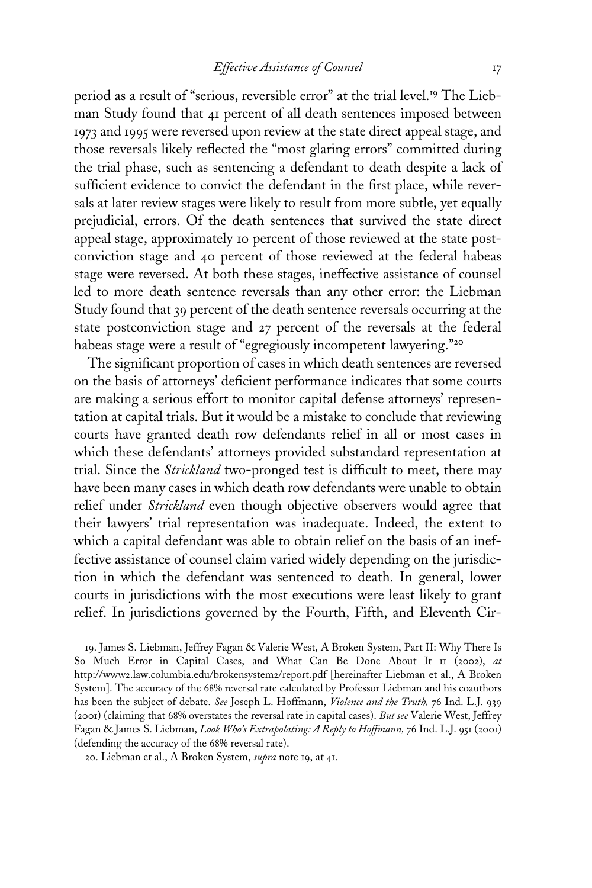period as a result of "serious, reversible error" at the trial level.[19] The Liebman Study found that 41 percent of all death sentences imposed between 1973 and 1995 were reversed upon review at the state direct appeal stage, and those reversals likely reflected the "most glaring errors" committed during the trial phase, such as sentencing a defendant to death despite a lack of sufficient evidence to convict the defendant in the first place, while reversals at later review stages were likely to result from more subtle, yet equally prejudicial, errors. Of the death sentences that survived the state direct appeal stage, approximately 10 percent of those reviewed at the state postconviction stage and 40 percent of those reviewed at the federal habeas stage were reversed. At both these stages, ineffective assistance of counsel led to more death sentence reversals than any other error: the Liebman Study found that 39 percent of the death sentence reversals occurring at the state postconviction stage and 27 percent of the reversals at the federal habeas stage were a result of "egregiously incompetent lawyering."[20]

The significant proportion of cases in which death sentences are reversed on the basis of attorneys' deficient performance indicates that some courts are making a serious effort to monitor capital defense attorneys' representation at capital trials. But it would be a mistake to conclude that reviewing courts have granted death row defendants relief in all or most cases in which these defendants' attorneys provided substandard representation at trial. Since the *Strickland* two-pronged test is difficult to meet, there may have been many cases in which death row defendants were unable to obtain relief under *Strickland* even though objective observers would agree that their lawyers' trial representation was inadequate. Indeed, the extent to which a capital defendant was able to obtain relief on the basis of an ineffective assistance of counsel claim varied widely depending on the jurisdiction in which the defendant was sentenced to death. In general, lower courts in jurisdictions with the most executions were least likely to grant relief. In jurisdictions governed by the Fourth, Fifth, and Eleventh Cir-

19. James S. Liebman, Jeffrey Fagan & Valerie West, A Broken System, Part II: Why There Is So Much Error in Capital Cases, and What Can Be Done About It 11 (2002), *at* http://www2.law.columbia.edu/brokensystem2/report.pdf [hereinafter Liebman et al., A Broken System]. The accuracy of the 68% reversal rate calculated by Professor Liebman and his coauthors has been the subject of debate. *See* Joseph L. Hoffmann, *Violence and the Truth,* 76 Ind. L.J. 939 (2001) (claiming that 68% overstates the reversal rate in capital cases). *But see* Valerie West, Jeffrey Fagan & James S. Liebman, *Look Who's Extrapolating: A Reply to Hoffmann,* 76 Ind. L.J. 951 (2001) (defending the accuracy of the 68% reversal rate).

20. Liebman et al., A Broken System, *supra* note 19, at 41.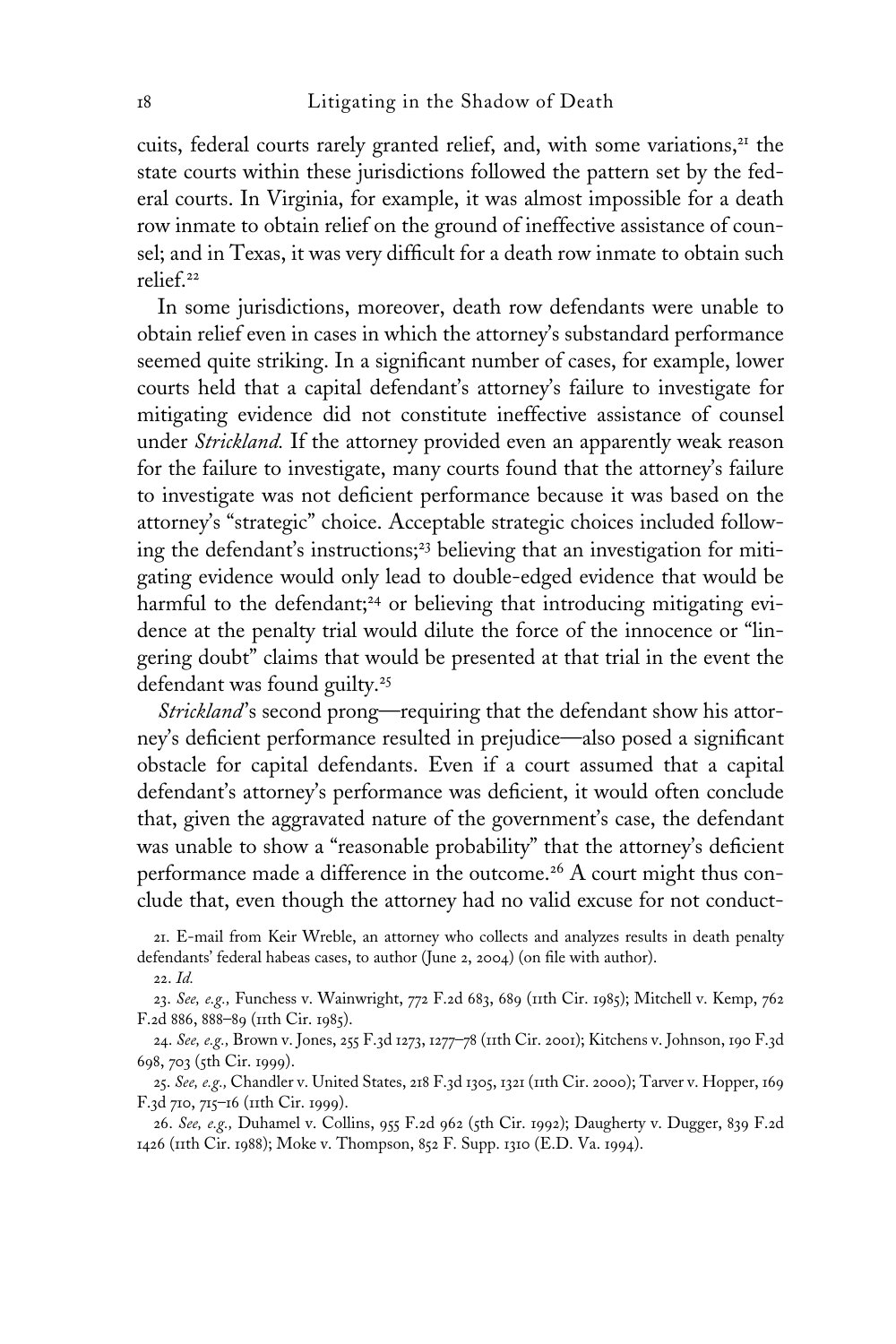cuits, federal courts rarely granted relief, and, with some variations,[21] the state courts within these jurisdictions followed the pattern set by the federal courts. In Virginia, for example, it was almost impossible for a death row inmate to obtain relief on the ground of ineffective assistance of counsel; and in Texas, it was very difficult for a death row inmate to obtain such relief.[22]

In some jurisdictions, moreover, death row defendants were unable to obtain relief even in cases in which the attorney's substandard performance seemed quite striking. In a significant number of cases, for example, lower courts held that a capital defendant's attorney's failure to investigate for mitigating evidence did not constitute ineffective assistance of counsel under *Strickland.* If the attorney provided even an apparently weak reason for the failure to investigate, many courts found that the attorney's failure to investigate was not deficient performance because it was based on the attorney's "strategic" choice. Acceptable strategic choices included following the defendant's instructions;[23] believing that an investigation for mitigating evidence would only lead to double-edged evidence that would be harmful to the defendant;[24] or believing that introducing mitigating evidence at the penalty trial would dilute the force of the innocence or "lingering doubt" claims that would be presented at that trial in the event the defendant was found guilty.[25]

*Strickland*'s second prong—requiring that the defendant show his attorney's deficient performance resulted in prejudice—also posed a significant obstacle for capital defendants. Even if a court assumed that a capital defendant's attorney's performance was deficient, it would often conclude that, given the aggravated nature of the government's case, the defendant was unable to show a "reasonable probability" that the attorney's deficient performance made a difference in the outcome.[26] A court might thus conclude that, even though the attorney had no valid excuse for not conduct-

21. E-mail from Keir Wreble, an attorney who collects and analyzes results in death penalty defendants' federal habeas cases, to author (June 2, 2004) (on file with author).

22. *Id.*

23. *See, e.g.,* Funchess v. Wainwright, 772 F.2d 683, 689 (11th Cir. 1985); Mitchell v. Kemp, 762 F.2d 886, 888–89 (11th Cir. 1985).

24. *See, e.g.,* Brown v. Jones, 255 F.3d 1273, 1277–78 (11th Cir. 2001); Kitchens v. Johnson, 190 F.3d 698, 703 (5th Cir. 1999).

25. *See, e.g.,* Chandler v. United States, 218 F.3d 1305, 1321 (11th Cir. 2000); Tarver v. Hopper, 169 F.3d 710, 715–16 (11th Cir. 1999).

26. *See, e.g.,* Duhamel v. Collins, 955 F.2d 962 (5th Cir. 1992); Daugherty v. Dugger, 839 F.2d 1426 (11th Cir. 1988); Moke v. Thompson, 852 F. Supp. 1310 (E.D. Va. 1994).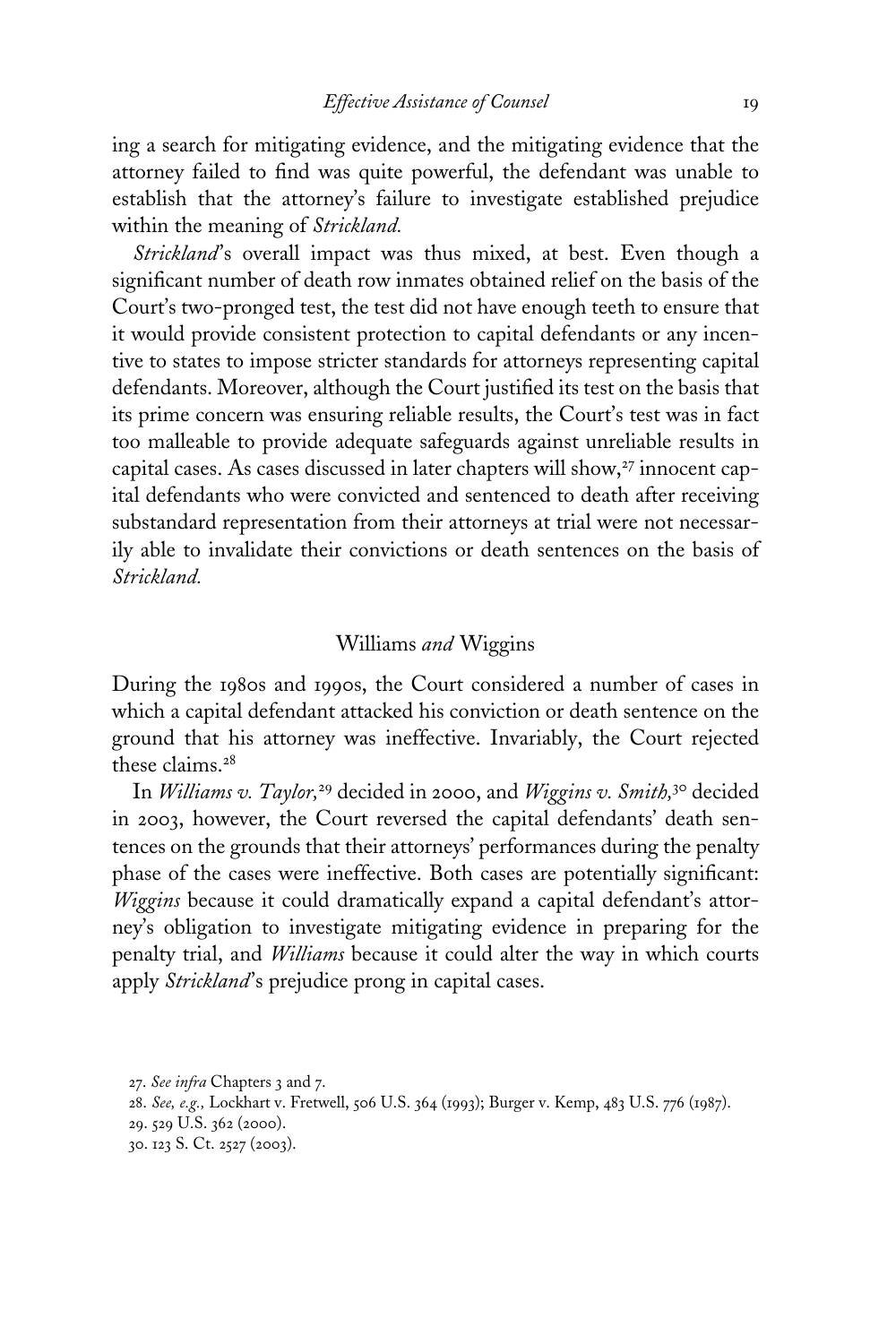ing a search for mitigating evidence, and the mitigating evidence that the attorney failed to find was quite powerful, the defendant was unable to establish that the attorney's failure to investigate established prejudice within the meaning of *Strickland*.

*Strickland*'s overall impact was thus mixed, at best. Even though a significant number of death row inmates obtained relief on the basis of the Court's two-pronged test, the test did not have enough teeth to ensure that it would provide consistent protection to capital defendants or any incentive to states to impose stricter standards for attorneys representing capital defendants. Moreover, although the Court justified its test on the basis that its prime concern was ensuring reliable results, the Court's test was in fact too malleable to provide adequate safeguards against unreliable results in capital cases. As cases discussed in later chapters will show,[27] innocent capital defendants who were convicted and sentenced to death after receiving substandard representation from their attorneys at trial were not necessarily able to invalidate their convictions or death sentences on the basis of *Strickland*.

## Williams *and* Wiggins

During the 1980s and 1990s, the Court considered a number of cases in which a capital defendant attacked his conviction or death sentence on the ground that his attorney was ineffective. Invariably, the Court rejected these claims.[28]

In *Williams v. Taylor*,[29] decided in 2000, and *Wiggins v. Smith*,[30] decided in 2003, however, the Court reversed the capital defendants' death sentences on the grounds that their attorneys' performances during the penalty phase of the cases were ineffective. Both cases are potentially significant: *Wiggins* because it could dramatically expand a capital defendant's attorney's obligation to investigate mitigating evidence in preparing for the penalty trial, and *Williams* because it could alter the way in which courts apply *Strickland*'s prejudice prong in capital cases.

27. *See infra* Chapters 3 and 7.

28. *See, e.g.,* Lockhart v. Fretwell, 506 U.S. 364 (1993); Burger v. Kemp, 483 U.S. 776 (1987).

29. 529 U.S. 362 (2000).

30. 123 S. Ct. 2527 (2003).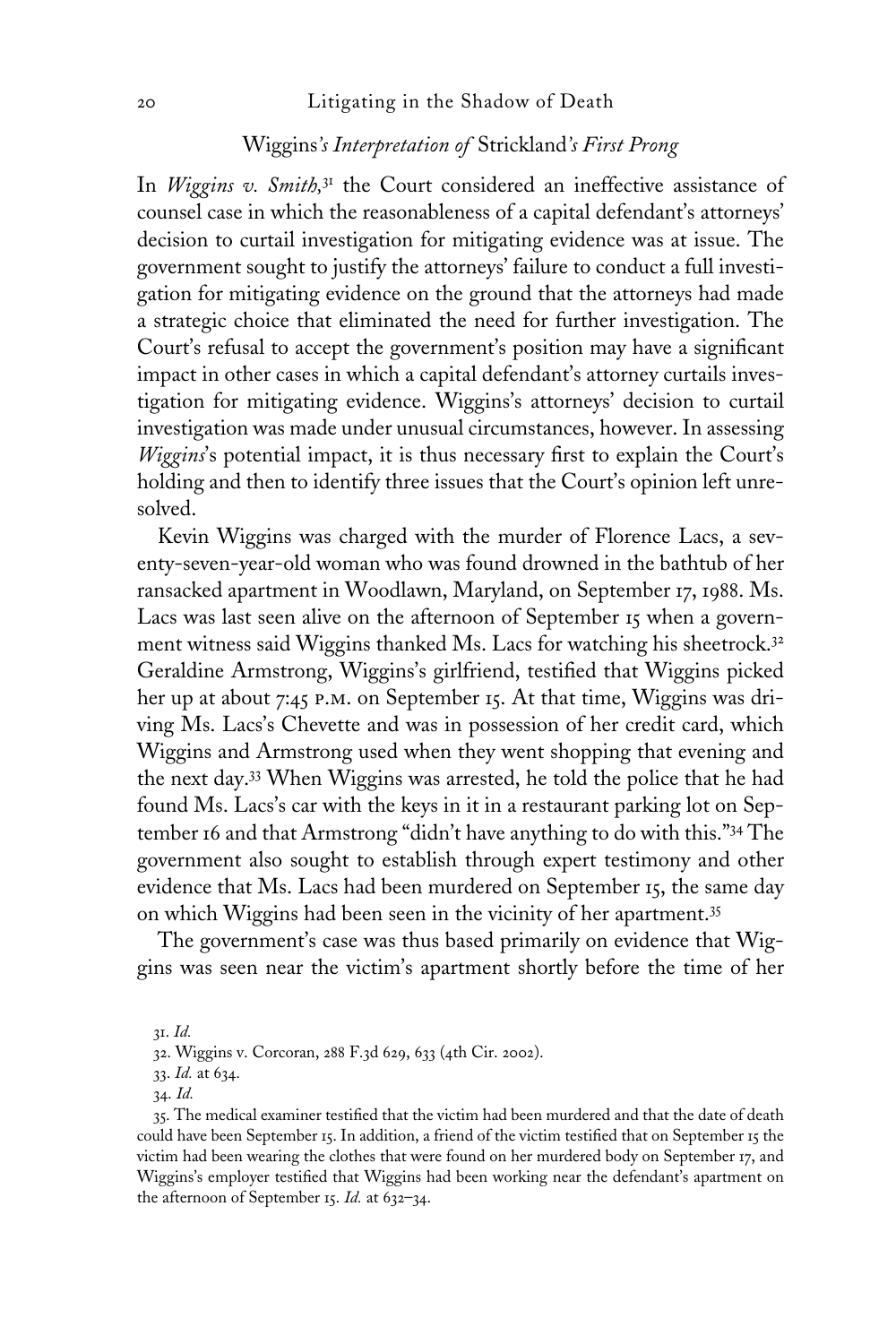### *Wiggins's Interpretation of* Strickland*'s First Prong*

In *Wiggins v. Smith,*[31] the Court considered an ineffective assistance of counsel case in which the reasonableness of a capital defendant's attorneys' decision to curtail investigation for mitigating evidence was at issue. The government sought to justify the attorneys' failure to conduct a full investigation for mitigating evidence on the ground that the attorneys had made a strategic choice that eliminated the need for further investigation. The Court's refusal to accept the government's position may have a significant impact in other cases in which a capital defendant's attorney curtails investigation for mitigating evidence. Wiggins's attorneys' decision to curtail investigation was made under unusual circumstances, however. In assessing *Wiggins*'s potential impact, it is thus necessary first to explain the Court's holding and then to identify three issues that the Court's opinion left unresolved.

Kevin Wiggins was charged with the murder of Florence Lacs, a seventy-seven-year-old woman who was found drowned in the bathtub of her ransacked apartment in Woodlawn, Maryland, on September 17, 1988. Ms. Lacs was last seen alive on the afternoon of September 15 when a government witness said Wiggins thanked Ms. Lacs for watching his sheetrock.[32] Geraldine Armstrong, Wiggins's girlfriend, testified that Wiggins picked her up at about 7:45 P.M. on September 15. At that time, Wiggins was driving Ms. Lacs's Chevette and was in possession of her credit card, which Wiggins and Armstrong used when they went shopping that evening and the next day.[33] When Wiggins was arrested, he told the police that he had found Ms. Lacs's car with the keys in it in a restaurant parking lot on September 16 and that Armstrong "didn't have anything to do with this."[34] The government also sought to establish through expert testimony and other evidence that Ms. Lacs had been murdered on September 15, the same day on which Wiggins had been seen in the vicinity of her apartment.[35]

The government's case was thus based primarily on evidence that Wiggins was seen near the victim's apartment shortly before the time of her

31. *Id.*

32. Wiggins v. Corcoran, 288 F.3d 629, 633 (4th Cir. 2002).

33. *Id.* at 634.

34. *Id.*

35. The medical examiner testified that the victim had been murdered and that the date of death could have been September 15. In addition, a friend of the victim testified that on September 15 the victim had been wearing the clothes that were found on her murdered body on September 17, and Wiggins's employer testified that Wiggins had been working near the defendant's apartment on the afternoon of September 15. *Id.* at 632–34.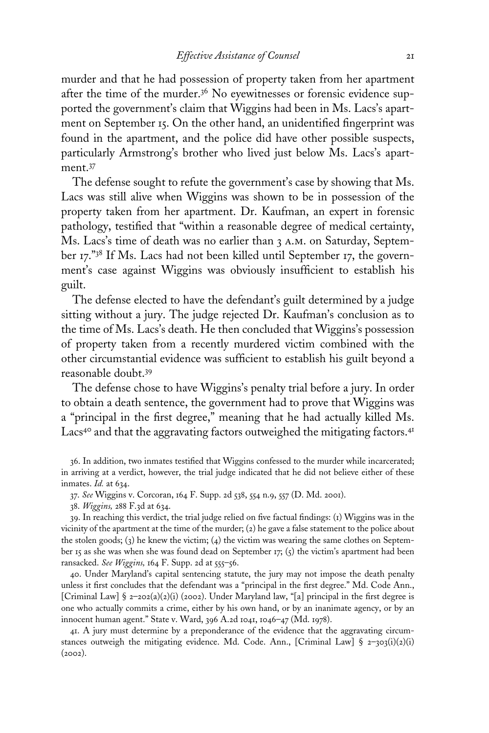murder and that he had possession of property taken from her apartment after the time of the murder.[36] No eyewitnesses or forensic evidence supported the government's claim that Wiggins had been in Ms. Lacs's apartment on September 15. On the other hand, an unidentified fingerprint was found in the apartment, and the police did have other possible suspects, particularly Armstrong's brother who lived just below Ms. Lacs's apartment.[37]

The defense sought to refute the government's case by showing that Ms. Lacs was still alive when Wiggins was shown to be in possession of the property taken from her apartment. Dr. Kaufman, an expert in forensic pathology, testified that "within a reasonable degree of medical certainty, Ms. Lacs's time of death was no earlier than 3 A.M. on Saturday, September 17."[38] If Ms. Lacs had not been killed until September 17, the government's case against Wiggins was obviously insufficient to establish his guilt.

The defense elected to have the defendant's guilt determined by a judge sitting without a jury. The judge rejected Dr. Kaufman's conclusion as to the time of Ms. Lacs's death. He then concluded that Wiggins's possession of property taken from a recently murdered victim combined with the other circumstantial evidence was sufficient to establish his guilt beyond a reasonable doubt.[39]

The defense chose to have Wiggins's penalty trial before a jury. In order to obtain a death sentence, the government had to prove that Wiggins was a "principal in the first degree," meaning that he had actually killed Ms. Lacs[40] and that the aggravating factors outweighed the mitigating factors.[41]

36. In addition, two inmates testified that Wiggins confessed to the murder while incarcerated; in arriving at a verdict, however, the trial judge indicated that he did not believe either of these inmates. *Id.* at 634.

37. *See* Wiggins v. Corcoran, 164 F. Supp. 2d 538, 554 n.9, 557 (D. Md. 2001).

38. *Wiggins,* 288 F.3d at 634.

39. In reaching this verdict, the trial judge relied on five factual findings: (1) Wiggins was in the vicinity of the apartment at the time of the murder; (2) he gave a false statement to the police about the stolen goods; (3) he knew the victim; (4) the victim was wearing the same clothes on September 15 as she was when she was found dead on September 17; (5) the victim's apartment had been ransacked. *See Wiggins,* 164 F. Supp. 2d at 555–56.

40. Under Maryland's capital sentencing statute, the jury may not impose the death penalty unless it first concludes that the defendant was a "principal in the first degree." Md. Code Ann., [Criminal Law] § 2–202(a)(2)(i) (2002). Under Maryland law, "[a] principal in the first degree is one who actually commits a crime, either by his own hand, or by an inanimate agency, or by an innocent human agent." State v. Ward, 396 A.2d 1041, 1046–47 (Md. 1978).

41. A jury must determine by a preponderance of the evidence that the aggravating circumstances outweigh the mitigating evidence. Md. Code. Ann., [Criminal Law] § 2–303(i)(2)(i) (2002).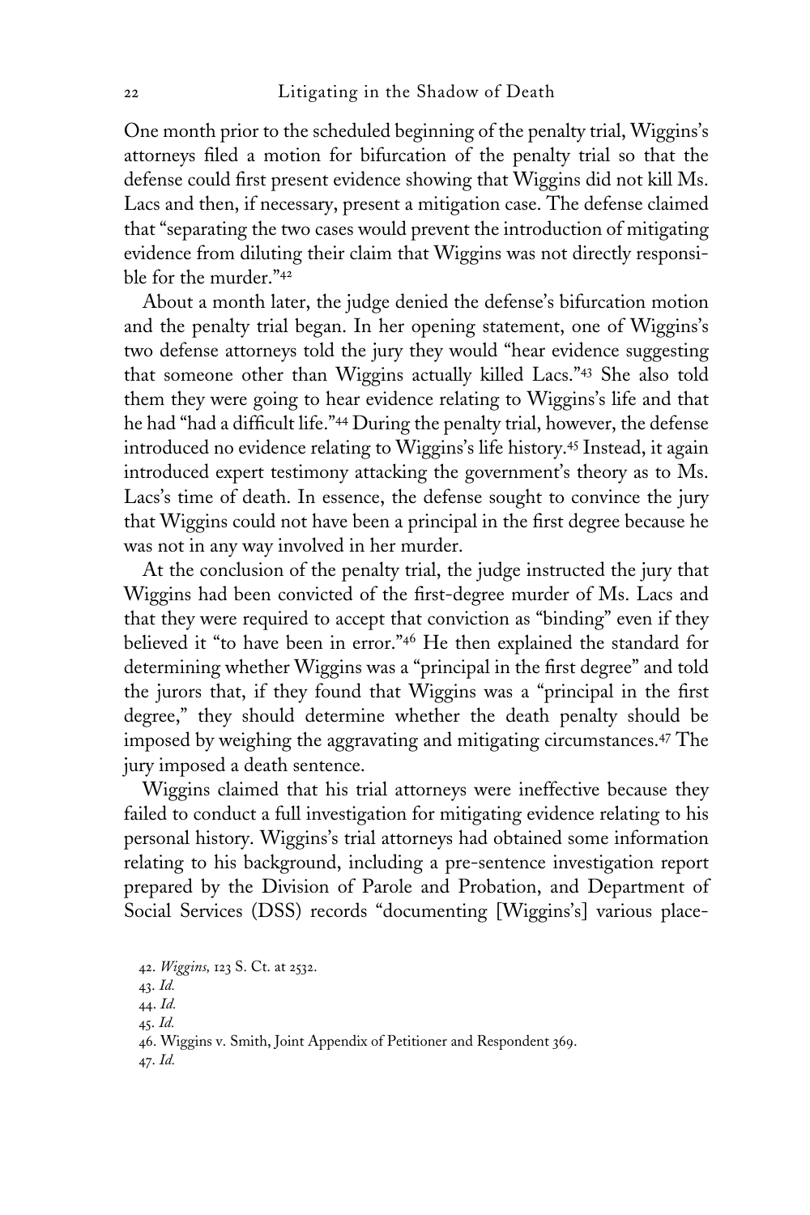One month prior to the scheduled beginning of the penalty trial, Wiggins's attorneys filed a motion for bifurcation of the penalty trial so that the defense could first present evidence showing that Wiggins did not kill Ms. Lacs and then, if necessary, present a mitigation case. The defense claimed that "separating the two cases would prevent the introduction of mitigating evidence from diluting their claim that Wiggins was not directly responsible for the murder."[42]

About a month later, the judge denied the defense's bifurcation motion and the penalty trial began. In her opening statement, one of Wiggins's two defense attorneys told the jury they would "hear evidence suggesting that someone other than Wiggins actually killed Lacs."[43] She also told them they were going to hear evidence relating to Wiggins's life and that he had "had a difficult life."[44] During the penalty trial, however, the defense introduced no evidence relating to Wiggins's life history.[45] Instead, it again introduced expert testimony attacking the government's theory as to Ms. Lacs's time of death. In essence, the defense sought to convince the jury that Wiggins could not have been a principal in the first degree because he was not in any way involved in her murder.

At the conclusion of the penalty trial, the judge instructed the jury that Wiggins had been convicted of the first-degree murder of Ms. Lacs and that they were required to accept that conviction as "binding" even if they believed it "to have been in error."[46] He then explained the standard for determining whether Wiggins was a "principal in the first degree" and told the jurors that, if they found that Wiggins was a "principal in the first degree," they should determine whether the death penalty should be imposed by weighing the aggravating and mitigating circumstances.[47] The jury imposed a death sentence.

Wiggins claimed that his trial attorneys were ineffective because they failed to conduct a full investigation for mitigating evidence relating to his personal history. Wiggins's trial attorneys had obtained some information relating to his background, including a pre-sentence investigation report prepared by the Division of Parole and Probation, and Department of Social Services (DSS) records "documenting [Wiggins's] various place-

42. *Wiggins,* 123 S. Ct. at 2532.

43. *Id.*

44. *Id.*

45. *Id.*

46. Wiggins v. Smith, Joint Appendix of Petitioner and Respondent 369.

47. *Id.*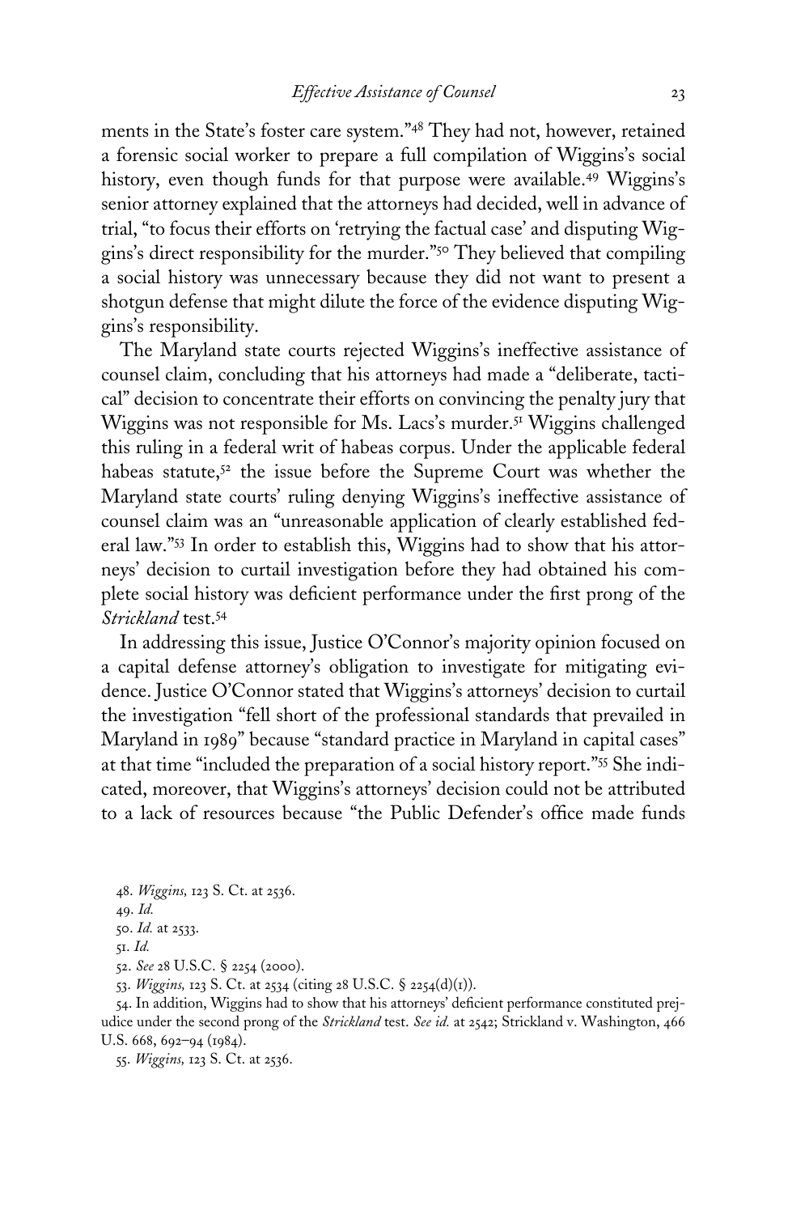ments in the State's foster care system."[48] They had not, however, retained a forensic social worker to prepare a full compilation of Wiggins's social history, even though funds for that purpose were available.[49] Wiggins's senior attorney explained that the attorneys had decided, well in advance of trial, "to focus their efforts on 'retrying the factual case' and disputing Wiggins's direct responsibility for the murder."[50] They believed that compiling a social history was unnecessary because they did not want to present a shotgun defense that might dilute the force of the evidence disputing Wiggins's responsibility.

The Maryland state courts rejected Wiggins's ineffective assistance of counsel claim, concluding that his attorneys had made a "deliberate, tactical" decision to concentrate their efforts on convincing the penalty jury that Wiggins was not responsible for Ms. Lacs's murder.[51] Wiggins challenged this ruling in a federal writ of habeas corpus. Under the applicable federal habeas statute,[52] the issue before the Supreme Court was whether the Maryland state courts' ruling denying Wiggins's ineffective assistance of counsel claim was an "unreasonable application of clearly established federal law."[53] In order to establish this, Wiggins had to show that his attorneys' decision to curtail investigation before they had obtained his complete social history was deficient performance under the first prong of the *Strickland* test.[54]

In addressing this issue, Justice O'Connor's majority opinion focused on a capital defense attorney's obligation to investigate for mitigating evidence. Justice O'Connor stated that Wiggins's attorneys' decision to curtail the investigation "fell short of the professional standards that prevailed in Maryland in 1989" because "standard practice in Maryland in capital cases" at that time "included the preparation of a social history report."[55] She indicated, moreover, that Wiggins's attorneys' decision could not be attributed to a lack of resources because "the Public Defender's office made funds

48. *Wiggins,* 123 S. Ct. at 2536.

49. *Id.*

50. *Id.* at 2533.

51. *Id.*

52. *See* 28 U.S.C. § 2254 (2000).

53. *Wiggins,* 123 S. Ct. at 2534 (citing 28 U.S.C. § 2254(d)(1)).

54. In addition, Wiggins had to show that his attorneys' deficient performance constituted prejudice under the second prong of the *Strickland* test. *See id.* at 2542; Strickland v. Washington, 466 U.S. 668, 692–94 (1984).

55. *Wiggins,* 123 S. Ct. at 2536.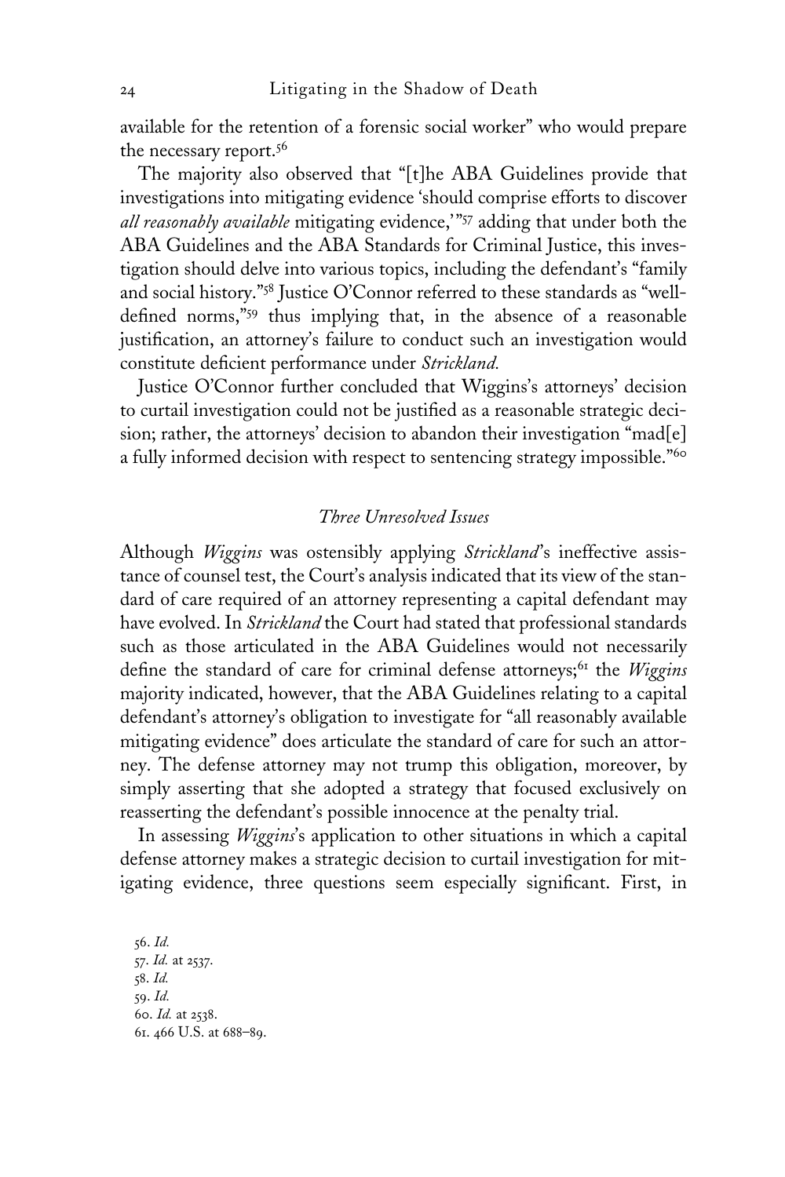available for the retention of a forensic social worker" who would prepare the necessary report.[56]

The majority also observed that "[t]he ABA Guidelines provide that investigations into mitigating evidence 'should comprise efforts to discover *all reasonably available* mitigating evidence,'"[57] adding that under both the ABA Guidelines and the ABA Standards for Criminal Justice, this investigation should delve into various topics, including the defendant's "family and social history."[58] Justice O'Connor referred to these standards as "well-defined norms,"[59] thus implying that, in the absence of a reasonable justification, an attorney's failure to conduct such an investigation would constitute deficient performance under *Strickland*.

Justice O'Connor further concluded that Wiggins's attorneys' decision to curtail investigation could not be justified as a reasonable strategic decision; rather, the attorneys' decision to abandon their investigation "mad[e] a fully informed decision with respect to sentencing strategy impossible."[60]

### *Three Unresolved Issues*

Although *Wiggins* was ostensibly applying *Strickland*'s ineffective assistance of counsel test, the Court's analysis indicated that its view of the standard of care required of an attorney representing a capital defendant may have evolved. In *Strickland* the Court had stated that professional standards such as those articulated in the ABA Guidelines would not necessarily define the standard of care for criminal defense attorneys;[61] the *Wiggins* majority indicated, however, that the ABA Guidelines relating to a capital defendant's attorney's obligation to investigate for "all reasonably available mitigating evidence" does articulate the standard of care for such an attorney. The defense attorney may not trump this obligation, moreover, by simply asserting that she adopted a strategy that focused exclusively on reasserting the defendant's possible innocence at the penalty trial.

In assessing *Wiggins*'s application to other situations in which a capital defense attorney makes a strategic decision to curtail investigation for mitigating evidence, three questions seem especially significant. First, in

56. *Id.*
57. *Id.* at 2537.
58. *Id.*
59. *Id.*
60. *Id.* at 2538.
61. 466 U.S. at 688–89.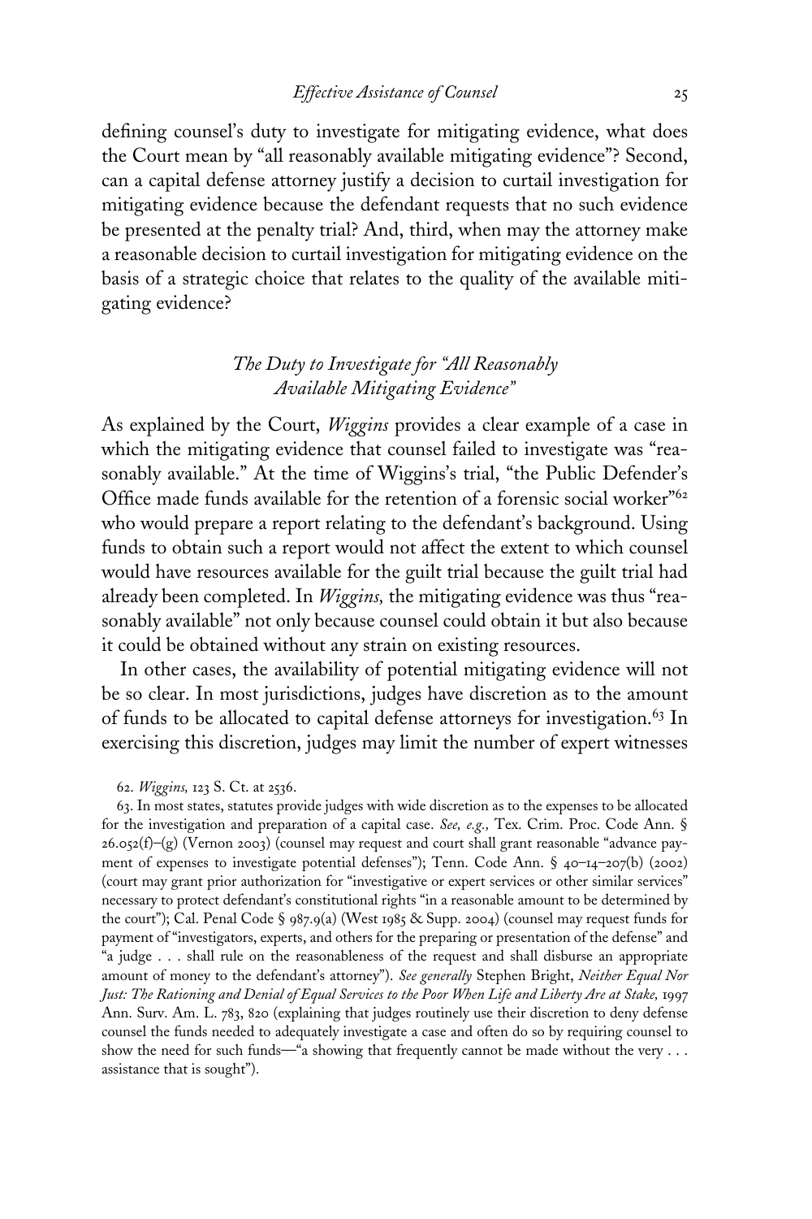defining counsel's duty to investigate for mitigating evidence, what does the Court mean by "all reasonably available mitigating evidence"? Second, can a capital defense attorney justify a decision to curtail investigation for mitigating evidence because the defendant requests that no such evidence be presented at the penalty trial? And, third, when may the attorney make a reasonable decision to curtail investigation for mitigating evidence on the basis of a strategic choice that relates to the quality of the available mitigating evidence?

### *The Duty to Investigate for "All Reasonably Available Mitigating Evidence"*

As explained by the Court, *Wiggins* provides a clear example of a case in which the mitigating evidence that counsel failed to investigate was "reasonably available." At the time of Wiggins's trial, "the Public Defender's Office made funds available for the retention of a forensic social worker"[62] who would prepare a report relating to the defendant's background. Using funds to obtain such a report would not affect the extent to which counsel would have resources available for the guilt trial because the guilt trial had already been completed. In *Wiggins,* the mitigating evidence was thus "reasonably available" not only because counsel could obtain it but also because it could be obtained without any strain on existing resources.

In other cases, the availability of potential mitigating evidence will not be so clear. In most jurisdictions, judges have discretion as to the amount of funds to be allocated to capital defense attorneys for investigation.[63] In exercising this discretion, judges may limit the number of expert witnesses

62. *Wiggins,* 123 S. Ct. at 2536.

63. In most states, statutes provide judges with wide discretion as to the expenses to be allocated for the investigation and preparation of a capital case. *See, e.g.,* Tex. Crim. Proc. Code Ann. § 26.052(f)–(g) (Vernon 2003) (counsel may request and court shall grant reasonable "advance payment of expenses to investigate potential defenses"); Tenn. Code Ann. § 40–14–207(b) (2002) (court may grant prior authorization for "investigative or expert services or other similar services" necessary to protect defendant's constitutional rights "in a reasonable amount to be determined by the court"); Cal. Penal Code § 987.9(a) (West 1985 & Supp. 2004) (counsel may request funds for payment of "investigators, experts, and others for the preparing or presentation of the defense" and "a judge . . . shall rule on the reasonableness of the request and shall disburse an appropriate amount of money to the defendant's attorney"). *See generally* Stephen Bright, *Neither Equal Nor Just: The Rationing and Denial of Equal Services to the Poor When Life and Liberty Are at Stake,* 1997 Ann. Surv. Am. L. 783, 820 (explaining that judges routinely use their discretion to deny defense counsel the funds needed to adequately investigate a case and often do so by requiring counsel to show the need for such funds—"a showing that frequently cannot be made without the very . . . assistance that is sought").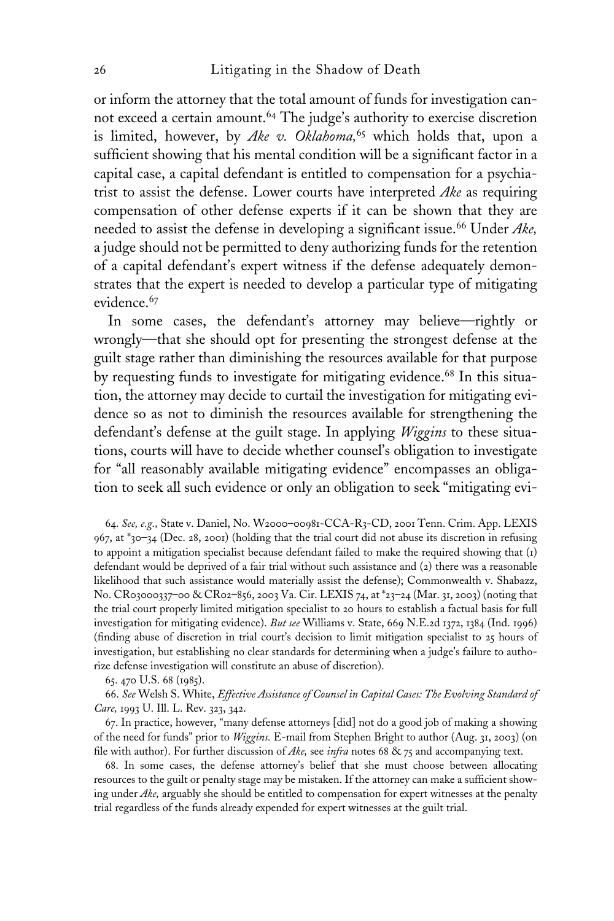or inform the attorney that the total amount of funds for investigation cannot exceed a certain amount.[64] The judge's authority to exercise discretion is limited, however, by *Ake v. Oklahoma,*[65] which holds that, upon a sufficient showing that his mental condition will be a significant factor in a capital case, a capital defendant is entitled to compensation for a psychiatrist to assist the defense. Lower courts have interpreted *Ake* as requiring compensation of other defense experts if it can be shown that they are needed to assist the defense in developing a significant issue.[66] Under *Ake,* a judge should not be permitted to deny authorizing funds for the retention of a capital defendant's expert witness if the defense adequately demonstrates that the expert is needed to develop a particular type of mitigating evidence.[67]

In some cases, the defendant's attorney may believe—rightly or wrongly—that she should opt for presenting the strongest defense at the guilt stage rather than diminishing the resources available for that purpose by requesting funds to investigate for mitigating evidence.[68] In this situation, the attorney may decide to curtail the investigation for mitigating evidence so as not to diminish the resources available for strengthening the defendant's defense at the guilt stage. In applying *Wiggins* to these situations, courts will have to decide whether counsel's obligation to investigate for "all reasonably available mitigating evidence" encompasses an obligation to seek all such evidence or only an obligation to seek "mitigating evi-

64. *See, e.g.,* State v. Daniel, No. W2000–00981-CCA-R3-CD, 2001 Tenn. Crim. App. LEXIS 967, at *30–34 (Dec. 28, 2001) (holding that the trial court did not abuse its discretion in refusing to appoint a mitigation specialist because defendant failed to make the required showing that (1) defendant would be deprived of a fair trial without such assistance and (2) there was a reasonable likelihood that such assistance would materially assist the defense); Commonwealth v. Shabazz, No. CR03000337–00 & CR02–856, 2003 Va. Cir. LEXIS 74, at *23–24 (Mar. 31, 2003) (noting that the trial court properly limited mitigation specialist to 20 hours to establish a factual basis for full investigation for mitigating evidence). *But see* Williams v. State, 669 N.E.2d 1372, 1384 (Ind. 1996) (finding abuse of discretion in trial court's decision to limit mitigation specialist to 25 hours of investigation, but establishing no clear standards for determining when a judge's failure to authorize defense investigation will constitute an abuse of discretion).

65. 470 U.S. 68 (1985).

66. *See* Welsh S. White, *Effective Assistance of Counsel in Capital Cases: The Evolving Standard of Care,* 1993 U. Ill. L. Rev. 323, 342.

67. In practice, however, "many defense attorneys [did] not do a good job of making a showing of the need for funds" prior to *Wiggins.* E-mail from Stephen Bright to author (Aug. 31, 2003) (on file with author). For further discussion of *Ake,* see *infra* notes 68 & 75 and accompanying text.

68. In some cases, the defense attorney's belief that she must choose between allocating resources to the guilt or penalty stage may be mistaken. If the attorney can make a sufficient showing under *Ake,* arguably she should be entitled to compensation for expert witnesses at the penalty trial regardless of the funds already expended for expert witnesses at the guilt trial.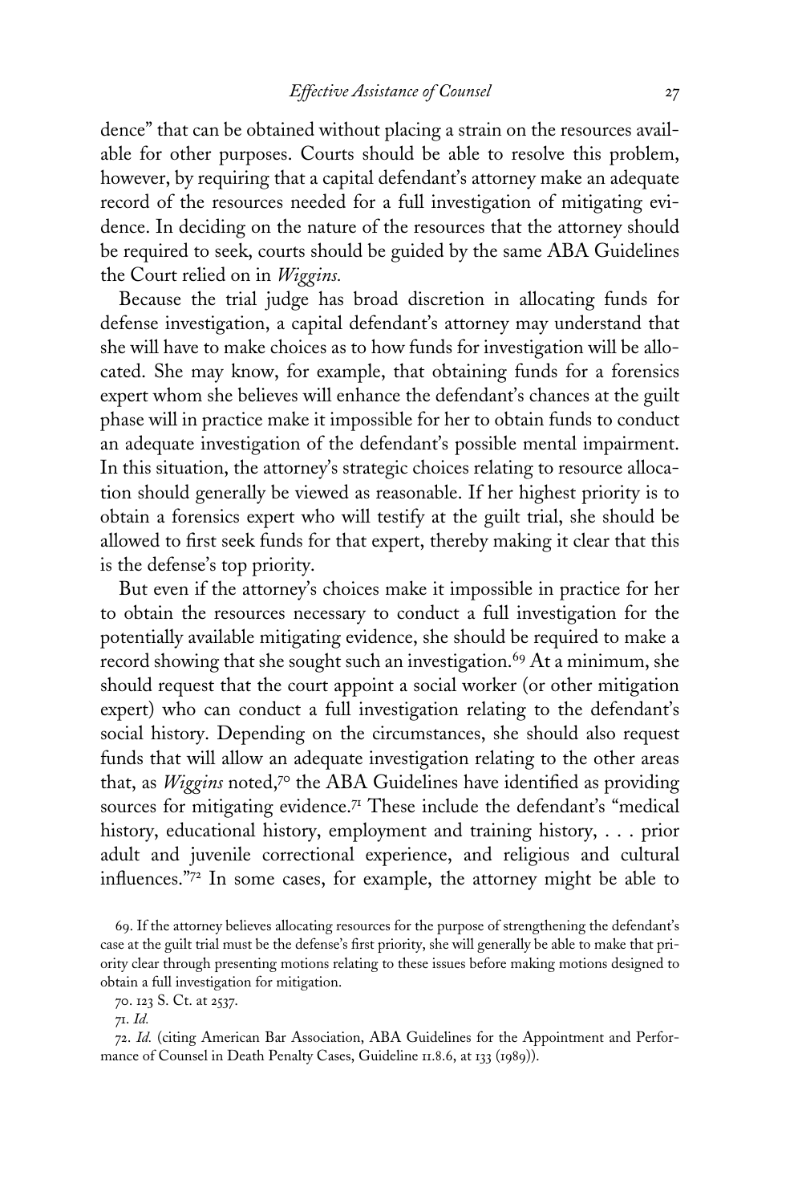dence" that can be obtained without placing a strain on the resources available for other purposes. Courts should be able to resolve this problem, however, by requiring that a capital defendant's attorney make an adequate record of the resources needed for a full investigation of mitigating evidence. In deciding on the nature of the resources that the attorney should be required to seek, courts should be guided by the same ABA Guidelines the Court relied on in *Wiggins.*

Because the trial judge has broad discretion in allocating funds for defense investigation, a capital defendant's attorney may understand that she will have to make choices as to how funds for investigation will be allocated. She may know, for example, that obtaining funds for a forensics expert whom she believes will enhance the defendant's chances at the guilt phase will in practice make it impossible for her to obtain funds to conduct an adequate investigation of the defendant's possible mental impairment. In this situation, the attorney's strategic choices relating to resource allocation should generally be viewed as reasonable. If her highest priority is to obtain a forensics expert who will testify at the guilt trial, she should be allowed to first seek funds for that expert, thereby making it clear that this is the defense's top priority.

But even if the attorney's choices make it impossible in practice for her to obtain the resources necessary to conduct a full investigation for the potentially available mitigating evidence, she should be required to make a record showing that she sought such an investigation.[69] At a minimum, she should request that the court appoint a social worker (or other mitigation expert) who can conduct a full investigation relating to the defendant's social history. Depending on the circumstances, she should also request funds that will allow an adequate investigation relating to the other areas that, as *Wiggins* noted,[70] the ABA Guidelines have identified as providing sources for mitigating evidence.[71] These include the defendant's "medical history, educational history, employment and training history, . . . prior adult and juvenile correctional experience, and religious and cultural influences."[72] In some cases, for example, the attorney might be able to

69. If the attorney believes allocating resources for the purpose of strengthening the defendant's case at the guilt trial must be the defense's first priority, she will generally be able to make that priority clear through presenting motions relating to these issues before making motions designed to obtain a full investigation for mitigation.

70. 123 S. Ct. at 2537.

71. *Id.*

72. *Id.* (citing American Bar Association, ABA Guidelines for the Appointment and Performance of Counsel in Death Penalty Cases, Guideline 11.8.6, at 133 (1989)).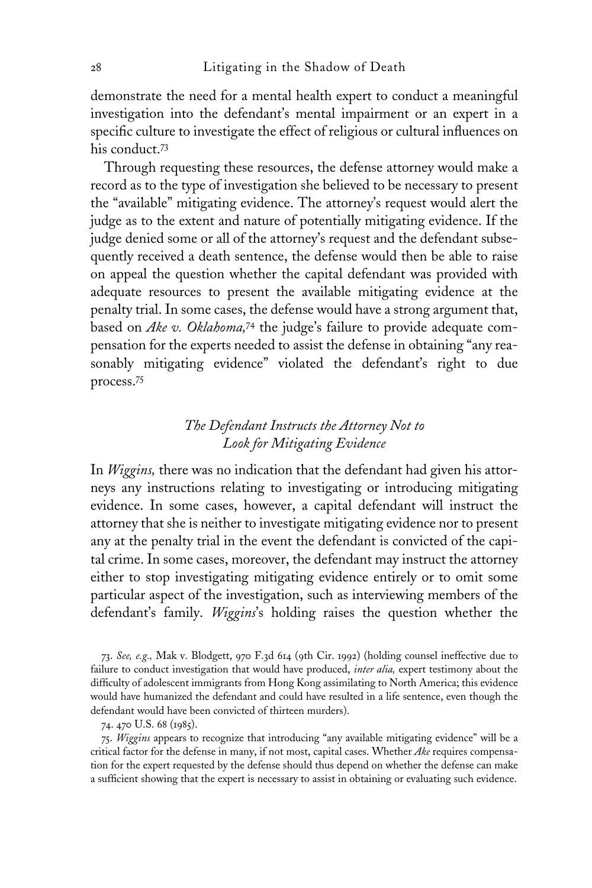demonstrate the need for a mental health expert to conduct a meaningful investigation into the defendant's mental impairment or an expert in a specific culture to investigate the effect of religious or cultural influences on his conduct.[73]

Through requesting these resources, the defense attorney would make a record as to the type of investigation she believed to be necessary to present the "available" mitigating evidence. The attorney's request would alert the judge as to the extent and nature of potentially mitigating evidence. If the judge denied some or all of the attorney's request and the defendant subsequently received a death sentence, the defense would then be able to raise on appeal the question whether the capital defendant was provided with adequate resources to present the available mitigating evidence at the penalty trial. In some cases, the defense would have a strong argument that, based on *Ake v. Oklahoma,*[74] the judge's failure to provide adequate compensation for the experts needed to assist the defense in obtaining "any reasonably mitigating evidence" violated the defendant's right to due process.[75]

### *The Defendant Instructs the Attorney Not to Look for Mitigating Evidence*

In *Wiggins,* there was no indication that the defendant had given his attorneys any instructions relating to investigating or introducing mitigating evidence. In some cases, however, a capital defendant will instruct the attorney that she is neither to investigate mitigating evidence nor to present any at the penalty trial in the event the defendant is convicted of the capital crime. In some cases, moreover, the defendant may instruct the attorney either to stop investigating mitigating evidence entirely or to omit some particular aspect of the investigation, such as interviewing members of the defendant's family. *Wiggins*'s holding raises the question whether the

73. *See, e.g.,* Mak v. Blodgett, 970 F.3d 614 (9th Cir. 1992) (holding counsel ineffective due to failure to conduct investigation that would have produced, *inter alia,* expert testimony about the difficulty of adolescent immigrants from Hong Kong assimilating to North America; this evidence would have humanized the defendant and could have resulted in a life sentence, even though the defendant would have been convicted of thirteen murders).

74. 470 U.S. 68 (1985).

75. *Wiggins* appears to recognize that introducing "any available mitigating evidence" will be a critical factor for the defense in many, if not most, capital cases. Whether *Ake* requires compensation for the expert requested by the defense should thus depend on whether the defense can make a sufficient showing that the expert is necessary to assist in obtaining or evaluating such evidence.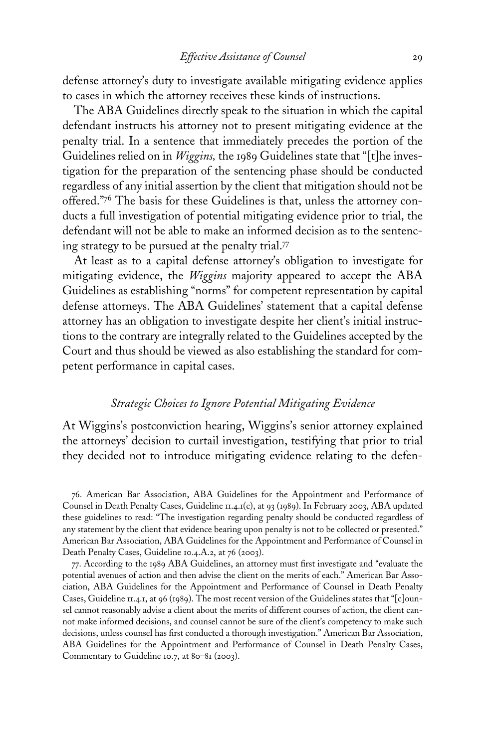defense attorney's duty to investigate available mitigating evidence applies to cases in which the attorney receives these kinds of instructions.

The ABA Guidelines directly speak to the situation in which the capital defendant instructs his attorney not to present mitigating evidence at the penalty trial. In a sentence that immediately precedes the portion of the Guidelines relied on in *Wiggins,* the 1989 Guidelines state that "[t]he investigation for the preparation of the sentencing phase should be conducted regardless of any initial assertion by the client that mitigation should not be offered."[76] The basis for these Guidelines is that, unless the attorney conducts a full investigation of potential mitigating evidence prior to trial, the defendant will not be able to make an informed decision as to the sentencing strategy to be pursued at the penalty trial.[77]

At least as to a capital defense attorney's obligation to investigate for mitigating evidence, the *Wiggins* majority appeared to accept the ABA Guidelines as establishing "norms" for competent representation by capital defense attorneys. The ABA Guidelines' statement that a capital defense attorney has an obligation to investigate despite her client's initial instructions to the contrary are integrally related to the Guidelines accepted by the Court and thus should be viewed as also establishing the standard for competent performance in capital cases.

### *Strategic Choices to Ignore Potential Mitigating Evidence*

At Wiggins's postconviction hearing, Wiggins's senior attorney explained the attorneys' decision to curtail investigation, testifying that prior to trial they decided not to introduce mitigating evidence relating to the defen-

76. American Bar Association, ABA Guidelines for the Appointment and Performance of Counsel in Death Penalty Cases, Guideline 11.4.1(c), at 93 (1989). In February 2003, ABA updated these guidelines to read: "The investigation regarding penalty should be conducted regardless of any statement by the client that evidence bearing upon penalty is not to be collected or presented." American Bar Association, ABA Guidelines for the Appointment and Performance of Counsel in Death Penalty Cases, Guideline 10.4.A.2, at 76 (2003).

77. According to the 1989 ABA Guidelines, an attorney must first investigate and "evaluate the potential avenues of action and then advise the client on the merits of each." American Bar Association, ABA Guidelines for the Appointment and Performance of Counsel in Death Penalty Cases, Guideline 11.4.1, at 96 (1989). The most recent version of the Guidelines states that "[c]ounsel cannot reasonably advise a client about the merits of different courses of action, the client cannot make informed decisions, and counsel cannot be sure of the client's competency to make such decisions, unless counsel has first conducted a thorough investigation." American Bar Association, ABA Guidelines for the Appointment and Performance of Counsel in Death Penalty Cases, Commentary to Guideline 10.7, at 80–81 (2003).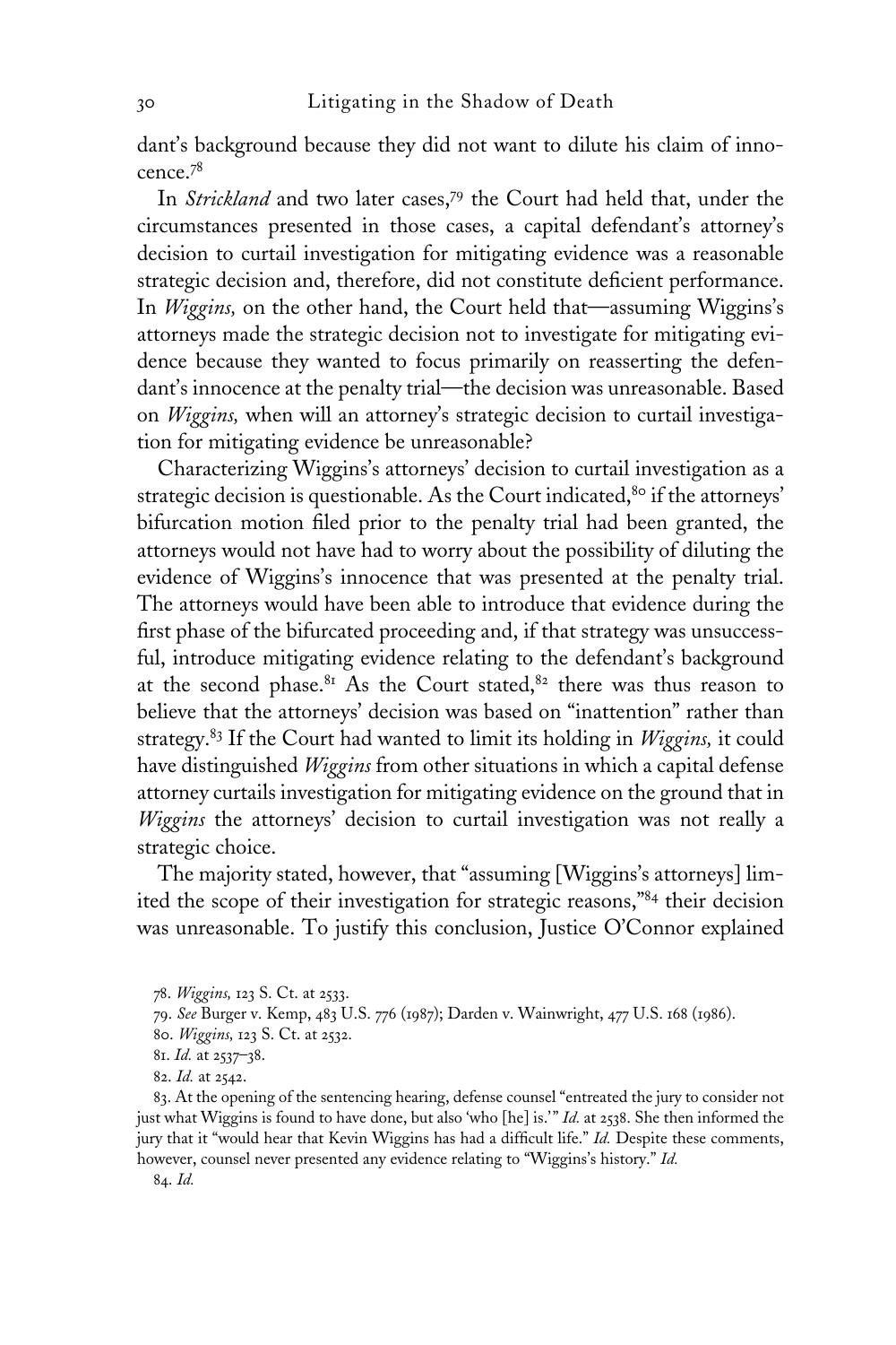dant's background because they did not want to dilute his claim of innocence.[78]

In *Strickland* and two later cases,[79] the Court had held that, under the circumstances presented in those cases, a capital defendant's attorney's decision to curtail investigation for mitigating evidence was a reasonable strategic decision and, therefore, did not constitute deficient performance. In *Wiggins,* on the other hand, the Court held that—assuming Wiggins's attorneys made the strategic decision not to investigate for mitigating evidence because they wanted to focus primarily on reasserting the defendant's innocence at the penalty trial—the decision was unreasonable. Based on *Wiggins,* when will an attorney's strategic decision to curtail investigation for mitigating evidence be unreasonable?

Characterizing Wiggins's attorneys' decision to curtail investigation as a strategic decision is questionable. As the Court indicated,[80] if the attorneys' bifurcation motion filed prior to the penalty trial had been granted, the attorneys would not have had to worry about the possibility of diluting the evidence of Wiggins's innocence that was presented at the penalty trial. The attorneys would have been able to introduce that evidence during the first phase of the bifurcated proceeding and, if that strategy was unsuccessful, introduce mitigating evidence relating to the defendant's background at the second phase.[81] As the Court stated,[82] there was thus reason to believe that the attorneys' decision was based on "inattention" rather than strategy.[83] If the Court had wanted to limit its holding in *Wiggins,* it could have distinguished *Wiggins* from other situations in which a capital defense attorney curtails investigation for mitigating evidence on the ground that in *Wiggins* the attorneys' decision to curtail investigation was not really a strategic choice.

The majority stated, however, that "assuming [Wiggins's attorneys] limited the scope of their investigation for strategic reasons,"[84] their decision was unreasonable. To justify this conclusion, Justice O'Connor explained

78. *Wiggins,* 123 S. Ct. at 2533.

79. *See* Burger v. Kemp, 483 U.S. 776 (1987); Darden v. Wainwright, 477 U.S. 168 (1986).

80. *Wiggins,* 123 S. Ct. at 2532.

81. *Id.* at 2537–38.

82. *Id.* at 2542.

83. At the opening of the sentencing hearing, defense counsel "entreated the jury to consider not just what Wiggins is found to have done, but also 'who [he] is.'" *Id.* at 2538. She then informed the jury that it "would hear that Kevin Wiggins has had a difficult life." *Id.* Despite these comments, however, counsel never presented any evidence relating to "Wiggins's history." *Id.*

84. *Id.*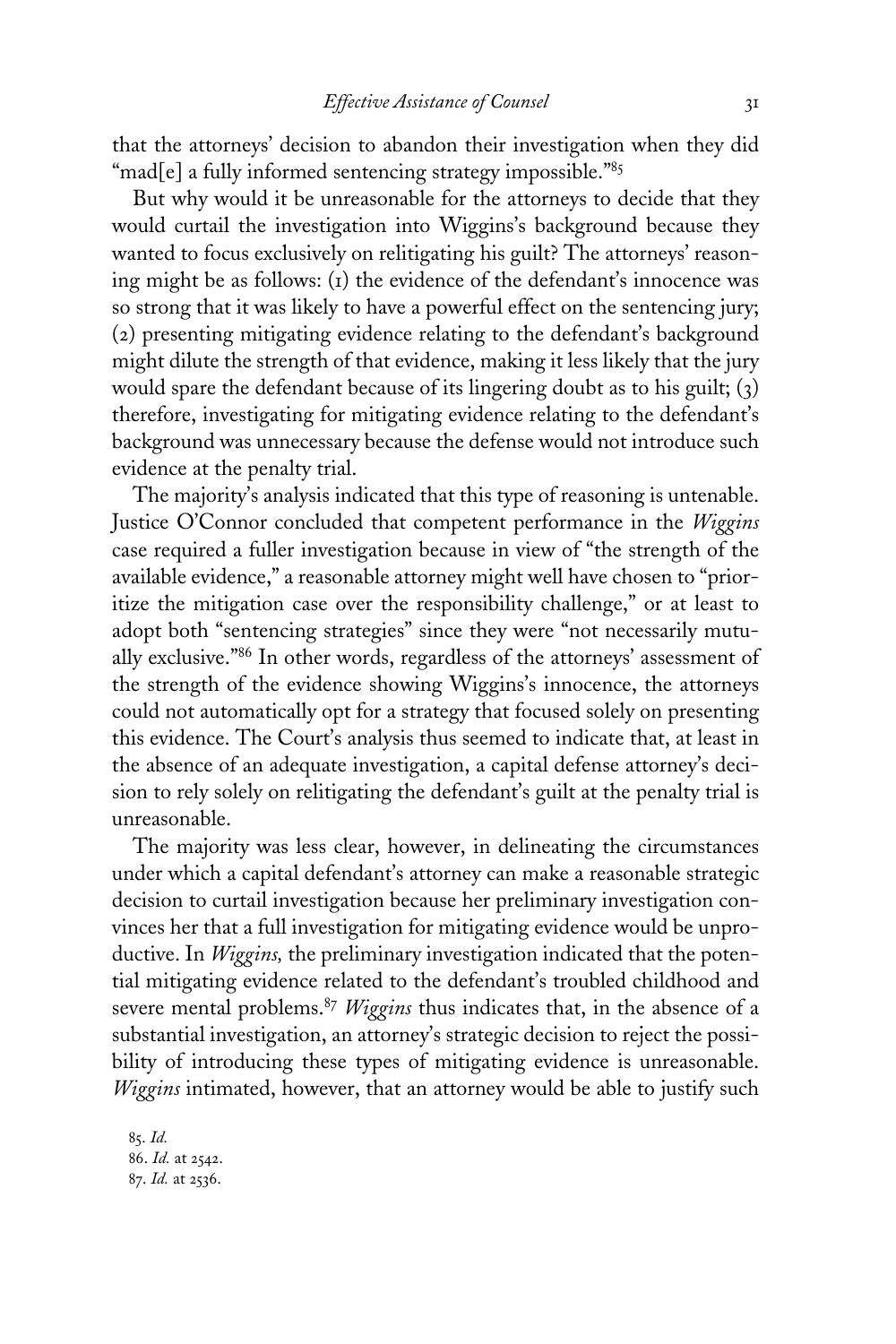that the attorneys' decision to abandon their investigation when they did "mad[e] a fully informed sentencing strategy impossible."[85]

But why would it be unreasonable for the attorneys to decide that they would curtail the investigation into Wiggins's background because they wanted to focus exclusively on relitigating his guilt? The attorneys' reasoning might be as follows: (1) the evidence of the defendant's innocence was so strong that it was likely to have a powerful effect on the sentencing jury; (2) presenting mitigating evidence relating to the defendant's background might dilute the strength of that evidence, making it less likely that the jury would spare the defendant because of its lingering doubt as to his guilt; (3) therefore, investigating for mitigating evidence relating to the defendant's background was unnecessary because the defense would not introduce such evidence at the penalty trial.

The majority's analysis indicated that this type of reasoning is untenable. Justice O'Connor concluded that competent performance in the *Wiggins* case required a fuller investigation because in view of "the strength of the available evidence," a reasonable attorney might well have chosen to "prioritize the mitigation case over the responsibility challenge," or at least to adopt both "sentencing strategies" since they were "not necessarily mutually exclusive."[86] In other words, regardless of the attorneys' assessment of the strength of the evidence showing Wiggins's innocence, the attorneys could not automatically opt for a strategy that focused solely on presenting this evidence. The Court's analysis thus seemed to indicate that, at least in the absence of an adequate investigation, a capital defense attorney's decision to rely solely on relitigating the defendant's guilt at the penalty trial is unreasonable.

The majority was less clear, however, in delineating the circumstances under which a capital defendant's attorney can make a reasonable strategic decision to curtail investigation because her preliminary investigation convinces her that a full investigation for mitigating evidence would be unproductive. In *Wiggins,* the preliminary investigation indicated that the potential mitigating evidence related to the defendant's troubled childhood and severe mental problems.[87] *Wiggins* thus indicates that, in the absence of a substantial investigation, an attorney's strategic decision to reject the possibility of introducing these types of mitigating evidence is unreasonable. *Wiggins* intimated, however, that an attorney would be able to justify such

85. *Id.*
86. *Id.* at 2542.
87. *Id.* at 2536.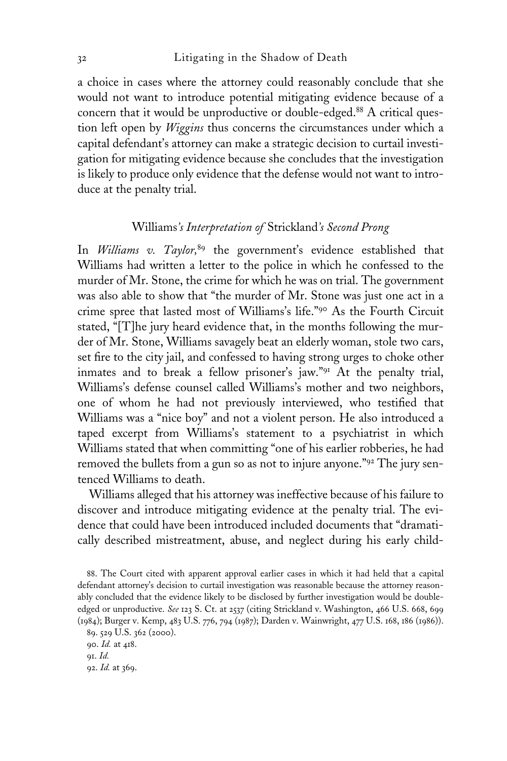a choice in cases where the attorney could reasonably conclude that she would not want to introduce potential mitigating evidence because of a concern that it would be unproductive or double-edged.[88] A critical question left open by *Wiggins* thus concerns the circumstances under which a capital defendant's attorney can make a strategic decision to curtail investigation for mitigating evidence because she concludes that the investigation is likely to produce only evidence that the defense would not want to introduce at the penalty trial.

### *Williams's Interpretation of Strickland's Second Prong*

In *Williams v. Taylor*,[89] the government's evidence established that Williams had written a letter to the police in which he confessed to the murder of Mr. Stone, the crime for which he was on trial. The government was also able to show that "the murder of Mr. Stone was just one act in a crime spree that lasted most of Williams's life."[90] As the Fourth Circuit stated, "[T]he jury heard evidence that, in the months following the murder of Mr. Stone, Williams savagely beat an elderly woman, stole two cars, set fire to the city jail, and confessed to having strong urges to choke other inmates and to break a fellow prisoner's jaw."[91] At the penalty trial, Williams's defense counsel called Williams's mother and two neighbors, one of whom he had not previously interviewed, who testified that Williams was a "nice boy" and not a violent person. He also introduced a taped excerpt from Williams's statement to a psychiatrist in which Williams stated that when committing "one of his earlier robberies, he had removed the bullets from a gun so as not to injure anyone."[92] The jury sentenced Williams to death.

Williams alleged that his attorney was ineffective because of his failure to discover and introduce mitigating evidence at the penalty trial. The evidence that could have been introduced included documents that "dramatically described mistreatment, abuse, and neglect during his early child-

88. The Court cited with apparent approval earlier cases in which it had held that a capital defendant attorney's decision to curtail investigation was reasonable because the attorney reasonably concluded that the evidence likely to be disclosed by further investigation would be double-edged or unproductive. *See* 123 S. Ct. at 2537 (citing Strickland v. Washington, 466 U.S. 668, 699 (1984); Burger v. Kemp, 483 U.S. 776, 794 (1987); Darden v. Wainwright, 477 U.S. 168, 186 (1986)).

89. 529 U.S. 362 (2000).

90. *Id.* at 418.

91. *Id.*

92. *Id.* at 369.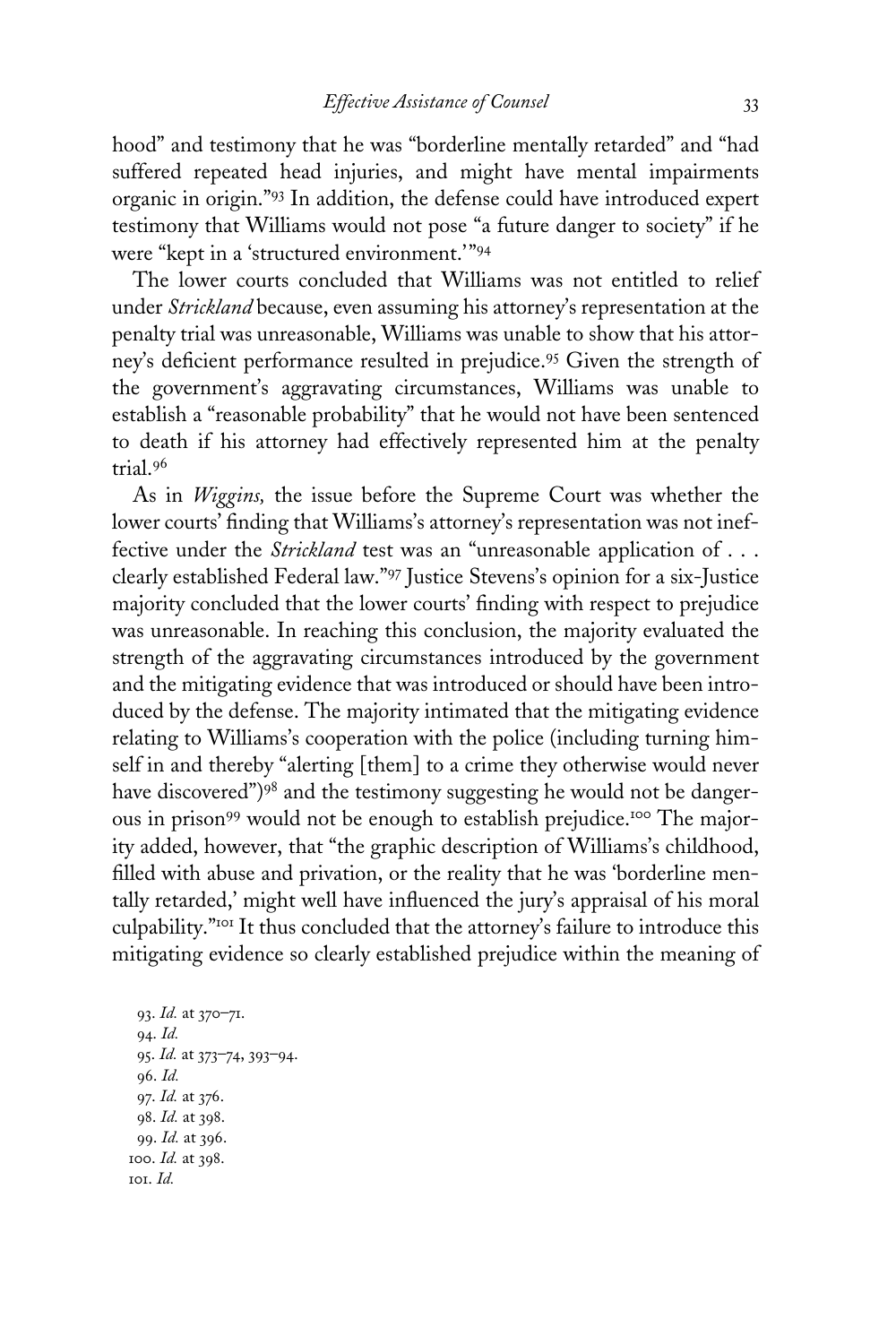hood" and testimony that he was "borderline mentally retarded" and "had suffered repeated head injuries, and might have mental impairments organic in origin."[93] In addition, the defense could have introduced expert testimony that Williams would not pose "a future danger to society" if he were "kept in a 'structured environment.'"[94]

The lower courts concluded that Williams was not entitled to relief under *Strickland* because, even assuming his attorney's representation at the penalty trial was unreasonable, Williams was unable to show that his attorney's deficient performance resulted in prejudice.[95] Given the strength of the government's aggravating circumstances, Williams was unable to establish a "reasonable probability" that he would not have been sentenced to death if his attorney had effectively represented him at the penalty trial.[96]

As in *Wiggins,* the issue before the Supreme Court was whether the lower courts' finding that Williams's attorney's representation was not ineffective under the *Strickland* test was an "unreasonable application of . . . clearly established Federal law."[97] Justice Stevens's opinion for a six-Justice majority concluded that the lower courts' finding with respect to prejudice was unreasonable. In reaching this conclusion, the majority evaluated the strength of the aggravating circumstances introduced by the government and the mitigating evidence that was introduced or should have been introduced by the defense. The majority intimated that the mitigating evidence relating to Williams's cooperation with the police (including turning himself in and thereby "alerting [them] to a crime they otherwise would never have discovered")[98] and the testimony suggesting he would not be dangerous in prison[99] would not be enough to establish prejudice.[100] The majority added, however, that "the graphic description of Williams's childhood, filled with abuse and privation, or the reality that he was 'borderline mentally retarded,' might well have influenced the jury's appraisal of his moral culpability."[101] It thus concluded that the attorney's failure to introduce this mitigating evidence so clearly established prejudice within the meaning of

93. *Id.* at 370–71.
94. *Id.*
95. *Id.* at 373–74, 393–94.
96. *Id.*
97. *Id.* at 376.
98. *Id.* at 398.
99. *Id.* at 396.
100. *Id.* at 398.
101. *Id.*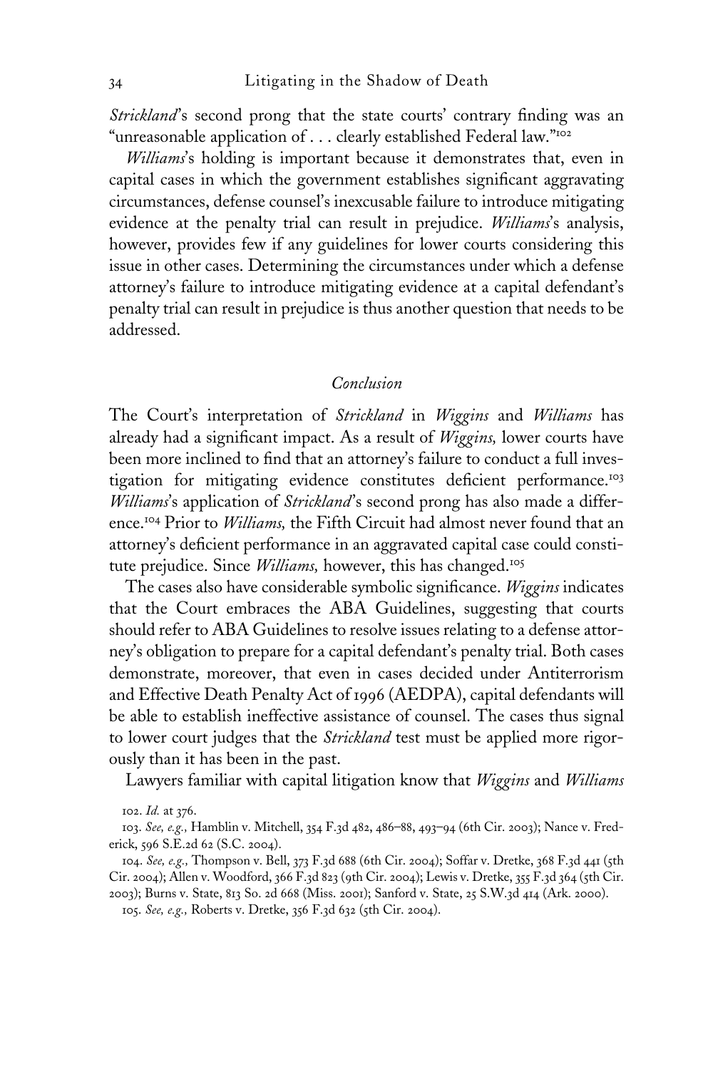*Strickland*'s second prong that the state courts' contrary finding was an "unreasonable application of . . . clearly established Federal law."[102]

*Williams*'s holding is important because it demonstrates that, even in capital cases in which the government establishes significant aggravating circumstances, defense counsel's inexcusable failure to introduce mitigating evidence at the penalty trial can result in prejudice. *Williams*'s analysis, however, provides few if any guidelines for lower courts considering this issue in other cases. Determining the circumstances under which a defense attorney's failure to introduce mitigating evidence at a capital defendant's penalty trial can result in prejudice is thus another question that needs to be addressed.

## *Conclusion*

The Court's interpretation of *Strickland* in *Wiggins* and *Williams* has already had a significant impact. As a result of *Wiggins,* lower courts have been more inclined to find that an attorney's failure to conduct a full investigation for mitigating evidence constitutes deficient performance.[103] *Williams*'s application of *Strickland*'s second prong has also made a difference.[104] Prior to *Williams,* the Fifth Circuit had almost never found that an attorney's deficient performance in an aggravated capital case could constitute prejudice. Since *Williams,* however, this has changed.[105]

The cases also have considerable symbolic significance. *Wiggins* indicates that the Court embraces the ABA Guidelines, suggesting that courts should refer to ABA Guidelines to resolve issues relating to a defense attorney's obligation to prepare for a capital defendant's penalty trial. Both cases demonstrate, moreover, that even in cases decided under Antiterrorism and Effective Death Penalty Act of 1996 (AEDPA), capital defendants will be able to establish ineffective assistance of counsel. The cases thus signal to lower court judges that the *Strickland* test must be applied more rigorously than it has been in the past.

Lawyers familiar with capital litigation know that *Wiggins* and *Williams*

102. *Id.* at 376.

103. *See, e.g.,* Hamblin v. Mitchell, 354 F.3d 482, 486–88, 493–94 (6th Cir. 2003); Nance v. Frederick, 596 S.E.2d 62 (S.C. 2004).

104. *See, e.g.,* Thompson v. Bell, 373 F.3d 688 (6th Cir. 2004); Soffar v. Dretke, 368 F.3d 441 (5th Cir. 2004); Allen v. Woodford, 366 F.3d 823 (9th Cir. 2004); Lewis v. Dretke, 355 F.3d 364 (5th Cir. 2003); Burns v. State, 813 So. 2d 668 (Miss. 2001); Sanford v. State, 25 S.W.3d 414 (Ark. 2000).

105. *See, e.g.,* Roberts v. Dretke, 356 F.3d 632 (5th Cir. 2004).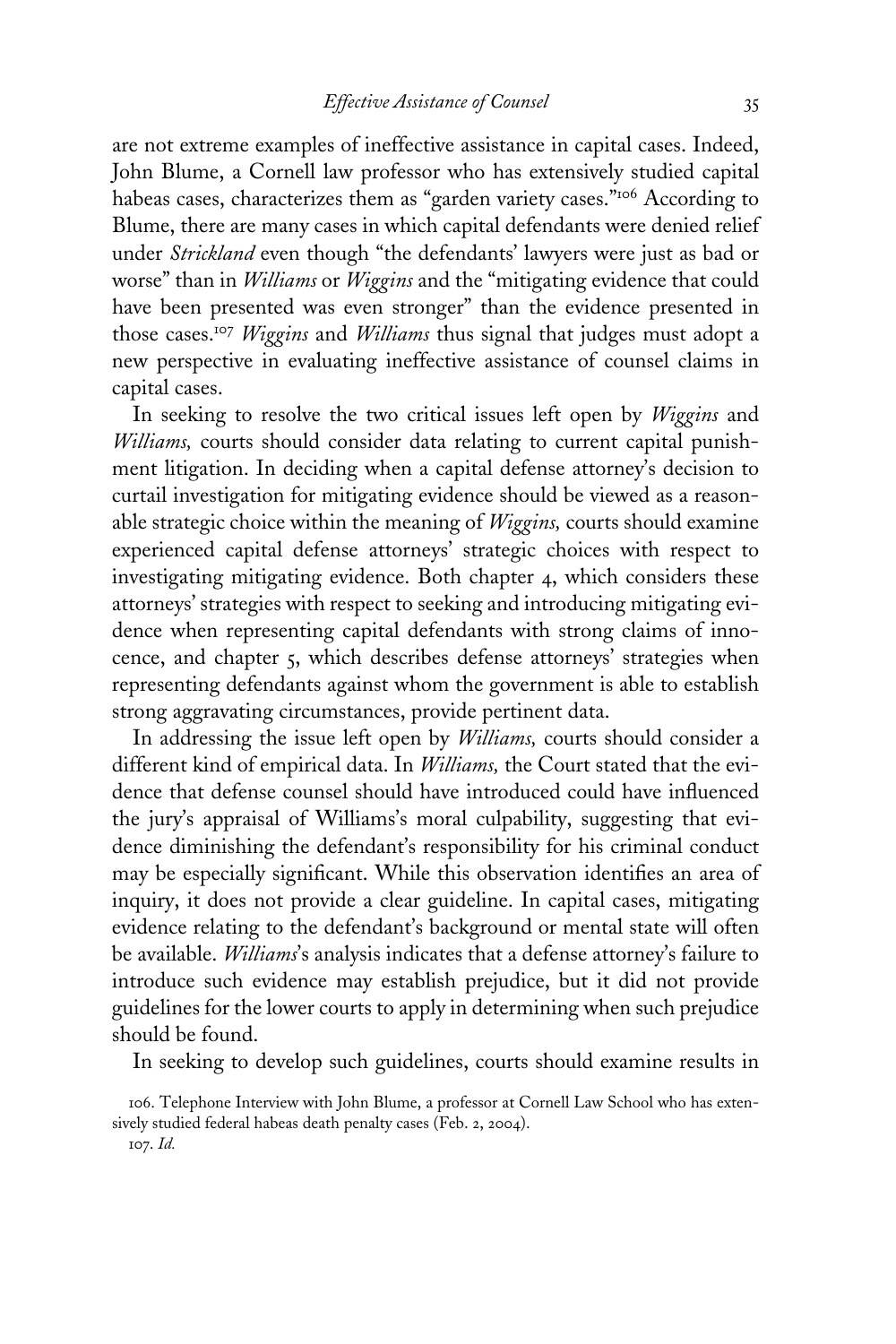are not extreme examples of ineffective assistance in capital cases. Indeed, John Blume, a Cornell law professor who has extensively studied capital habeas cases, characterizes them as "garden variety cases."[106] According to Blume, there are many cases in which capital defendants were denied relief under *Strickland* even though "the defendants' lawyers were just as bad or worse" than in *Williams* or *Wiggins* and the "mitigating evidence that could have been presented was even stronger" than the evidence presented in those cases.[107] *Wiggins* and *Williams* thus signal that judges must adopt a new perspective in evaluating ineffective assistance of counsel claims in capital cases.

In seeking to resolve the two critical issues left open by *Wiggins* and *Williams,* courts should consider data relating to current capital punishment litigation. In deciding when a capital defense attorney's decision to curtail investigation for mitigating evidence should be viewed as a reasonable strategic choice within the meaning of *Wiggins,* courts should examine experienced capital defense attorneys' strategic choices with respect to investigating mitigating evidence. Both chapter 4, which considers these attorneys' strategies with respect to seeking and introducing mitigating evidence when representing capital defendants with strong claims of innocence, and chapter 5, which describes defense attorneys' strategies when representing defendants against whom the government is able to establish strong aggravating circumstances, provide pertinent data.

In addressing the issue left open by *Williams,* courts should consider a different kind of empirical data. In *Williams,* the Court stated that the evidence that defense counsel should have introduced could have influenced the jury's appraisal of Williams's moral culpability, suggesting that evidence diminishing the defendant's responsibility for his criminal conduct may be especially significant. While this observation identifies an area of inquiry, it does not provide a clear guideline. In capital cases, mitigating evidence relating to the defendant's background or mental state will often be available. *Williams*'s analysis indicates that a defense attorney's failure to introduce such evidence may establish prejudice, but it did not provide guidelines for the lower courts to apply in determining when such prejudice should be found.

In seeking to develop such guidelines, courts should examine results in

106. Telephone Interview with John Blume, a professor at Cornell Law School who has extensively studied federal habeas death penalty cases (Feb. 2, 2004).

107. *Id.*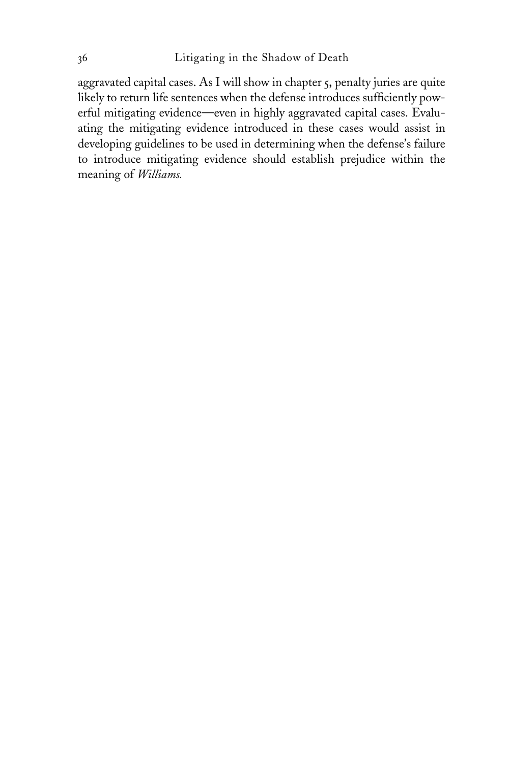aggravated capital cases. As I will show in chapter 5, penalty juries are quite likely to return life sentences when the defense introduces sufficiently powerful mitigating evidence—even in highly aggravated capital cases. Evaluating the mitigating evidence introduced in these cases would assist in developing guidelines to be used in determining when the defense's failure to introduce mitigating evidence should establish prejudice within the meaning of *Williams.*